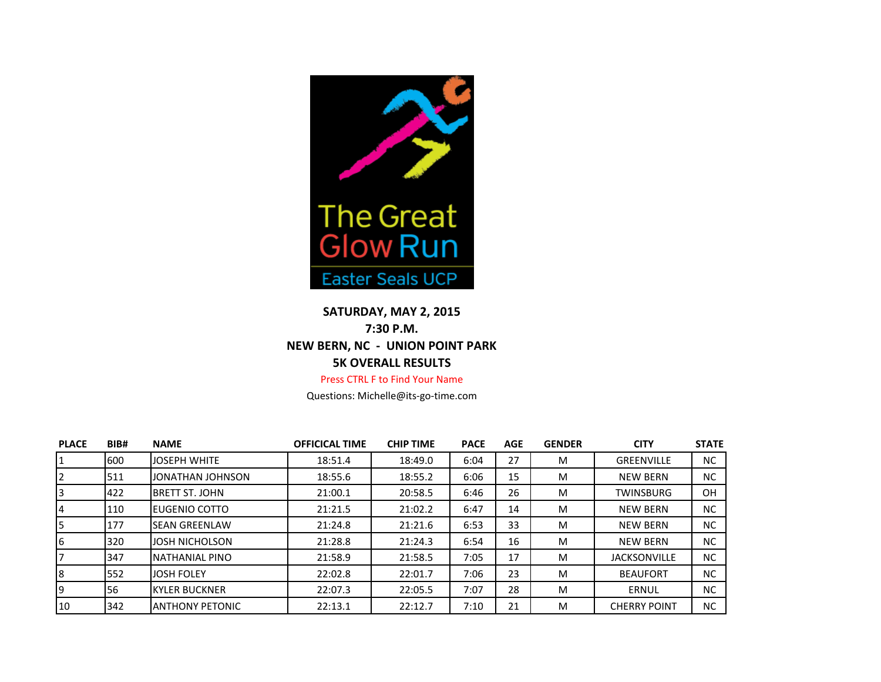The Great Glow Run

Easter Seals UCP

**SATURDAY, MAY 2, 2015**

**7:30 P.M.**

**NEW BERN, NC - UNION POINT PARK**

**5K OVERALL RESULTS**

Press CTRL F to Find Your Name

Questions: Michelle@its-go-time.com

| PLACE | BIB# | NAME | OFFICICAL TIME | CHIP TIME | PACE | AGE | GENDER | CITY | STATE |
|---|---|---|---|---|---|---|---|---|---|
| 1 | 600 | JOSEPH WHITE | 18:51.4 | 18:49.0 | 6:04 | 27 | M | GREENVILLE | NC |
| 2 | 511 | JONATHAN JOHNSON | 18:55.6 | 18:55.2 | 6:06 | 15 | M | NEW BERN | NC |
| 3 | 422 | BRETT ST. JOHN | 21:00.1 | 20:58.5 | 6:46 | 26 | M | TWINSBURG | OH |
| 4 | 110 | EUGENIO COTTO | 21:21.5 | 21:02.2 | 6:47 | 14 | M | NEW BERN | NC |
| 5 | 177 | SEAN GREENLAW | 21:24.8 | 21:21.6 | 6:53 | 33 | M | NEW BERN | NC |
| 6 | 320 | JOSH NICHOLSON | 21:28.8 | 21:24.3 | 6:54 | 16 | M | NEW BERN | NC |
| 7 | 347 | NATHANIAL PINO | 21:58.9 | 21:58.5 | 7:05 | 17 | M | JACKSONVILLE | NC |
| 8 | 552 | JOSH FOLEY | 22:02.8 | 22:01.7 | 7:06 | 23 | M | BEAUFORT | NC |
| 9 | 56 | KYLER BUCKNER | 22:07.3 | 22:05.5 | 7:07 | 28 | M | ERNUL | NC |
| 10 | 342 | ANTHONY PETONIC | 22:13.1 | 22:12.7 | 7:10 | 21 | M | CHERRY POINT | NC |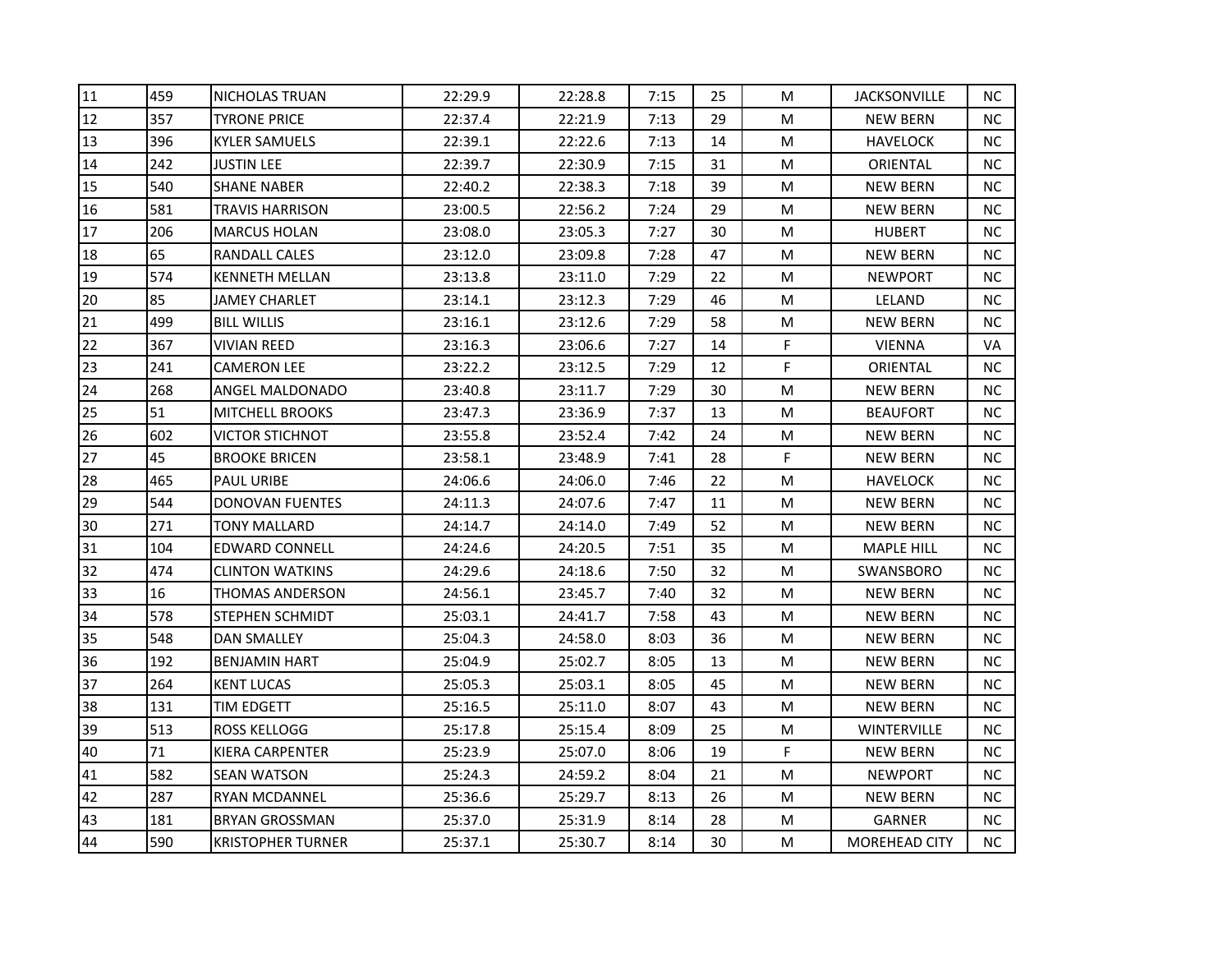| | | | | | | | | | |
|---|---|---|---|---|---|---|---|---|---|
| 11 | 459 | NICHOLAS TRUAN | 22:29.9 | 22:28.8 | 7:15 | 25 | M | JACKSONVILLE | NC |
| 12 | 357 | TYRONE PRICE | 22:37.4 | 22:21.9 | 7:13 | 29 | M | NEW BERN | NC |
| 13 | 396 | KYLER SAMUELS | 22:39.1 | 22:22.6 | 7:13 | 14 | M | HAVELOCK | NC |
| 14 | 242 | JUSTIN LEE | 22:39.7 | 22:30.9 | 7:15 | 31 | M | ORIENTAL | NC |
| 15 | 540 | SHANE NABER | 22:40.2 | 22:38.3 | 7:18 | 39 | M | NEW BERN | NC |
| 16 | 581 | TRAVIS HARRISON | 23:00.5 | 22:56.2 | 7:24 | 29 | M | NEW BERN | NC |
| 17 | 206 | MARCUS HOLAN | 23:08.0 | 23:05.3 | 7:27 | 30 | M | HUBERT | NC |
| 18 | 65 | RANDALL CALES | 23:12.0 | 23:09.8 | 7:28 | 47 | M | NEW BERN | NC |
| 19 | 574 | KENNETH MELLAN | 23:13.8 | 23:11.0 | 7:29 | 22 | M | NEWPORT | NC |
| 20 | 85 | JAMEY CHARLET | 23:14.1 | 23:12.3 | 7:29 | 46 | M | LELAND | NC |
| 21 | 499 | BILL WILLIS | 23:16.1 | 23:12.6 | 7:29 | 58 | M | NEW BERN | NC |
| 22 | 367 | VIVIAN REED | 23:16.3 | 23:06.6 | 7:27 | 14 | F | VIENNA | VA |
| 23 | 241 | CAMERON LEE | 23:22.2 | 23:12.5 | 7:29 | 12 | F | ORIENTAL | NC |
| 24 | 268 | ANGEL MALDONADO | 23:40.8 | 23:11.7 | 7:29 | 30 | M | NEW BERN | NC |
| 25 | 51 | MITCHELL BROOKS | 23:47.3 | 23:36.9 | 7:37 | 13 | M | BEAUFORT | NC |
| 26 | 602 | VICTOR STICHNOT | 23:55.8 | 23:52.4 | 7:42 | 24 | M | NEW BERN | NC |
| 27 | 45 | BROOKE BRICEN | 23:58.1 | 23:48.9 | 7:41 | 28 | F | NEW BERN | NC |
| 28 | 465 | PAUL URIBE | 24:06.6 | 24:06.0 | 7:46 | 22 | M | HAVELOCK | NC |
| 29 | 544 | DONOVAN FUENTES | 24:11.3 | 24:07.6 | 7:47 | 11 | M | NEW BERN | NC |
| 30 | 271 | TONY MALLARD | 24:14.7 | 24:14.0 | 7:49 | 52 | M | NEW BERN | NC |
| 31 | 104 | EDWARD CONNELL | 24:24.6 | 24:20.5 | 7:51 | 35 | M | MAPLE HILL | NC |
| 32 | 474 | CLINTON WATKINS | 24:29.6 | 24:18.6 | 7:50 | 32 | M | SWANSBORO | NC |
| 33 | 16 | THOMAS ANDERSON | 24:56.1 | 23:45.7 | 7:40 | 32 | M | NEW BERN | NC |
| 34 | 578 | STEPHEN SCHMIDT | 25:03.1 | 24:41.7 | 7:58 | 43 | M | NEW BERN | NC |
| 35 | 548 | DAN SMALLEY | 25:04.3 | 24:58.0 | 8:03 | 36 | M | NEW BERN | NC |
| 36 | 192 | BENJAMIN HART | 25:04.9 | 25:02.7 | 8:05 | 13 | M | NEW BERN | NC |
| 37 | 264 | KENT LUCAS | 25:05.3 | 25:03.1 | 8:05 | 45 | M | NEW BERN | NC |
| 38 | 131 | TIM EDGETT | 25:16.5 | 25:11.0 | 8:07 | 43 | M | NEW BERN | NC |
| 39 | 513 | ROSS KELLOGG | 25:17.8 | 25:15.4 | 8:09 | 25 | M | WINTERVILLE | NC |
| 40 | 71 | KIERA CARPENTER | 25:23.9 | 25:07.0 | 8:06 | 19 | F | NEW BERN | NC |
| 41 | 582 | SEAN WATSON | 25:24.3 | 24:59.2 | 8:04 | 21 | M | NEWPORT | NC |
| 42 | 287 | RYAN MCDANNEL | 25:36.6 | 25:29.7 | 8:13 | 26 | M | NEW BERN | NC |
| 43 | 181 | BRYAN GROSSMAN | 25:37.0 | 25:31.9 | 8:14 | 28 | M | GARNER | NC |
| 44 | 590 | KRISTOPHER TURNER | 25:37.1 | 25:30.7 | 8:14 | 30 | M | MOREHEAD CITY | NC |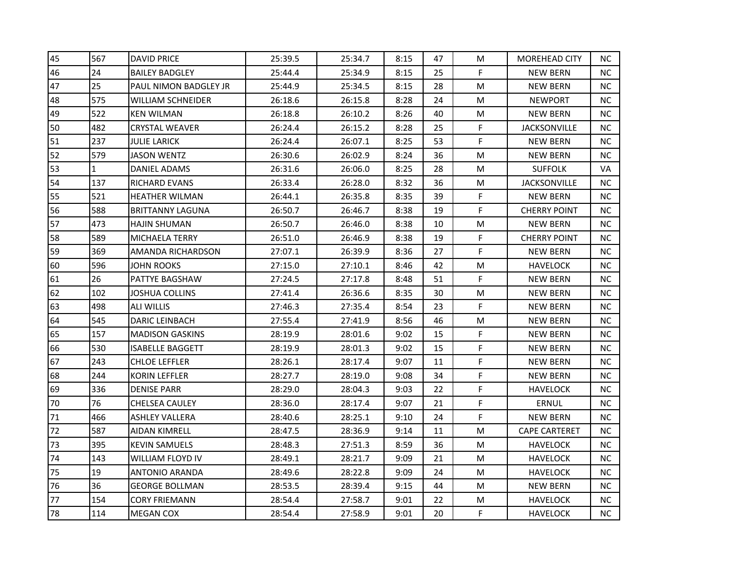| | | | | | | | | | |
|---|---|---|---|---|---|---|---|---|---|
| 45 | 567 | DAVID PRICE | 25:39.5 | 25:34.7 | 8:15 | 47 | M | MOREHEAD CITY | NC |
| 46 | 24 | BAILEY BADGLEY | 25:44.4 | 25:34.9 | 8:15 | 25 | F | NEW BERN | NC |
| 47 | 25 | PAUL NIMON BADGLEY JR | 25:44.9 | 25:34.5 | 8:15 | 28 | M | NEW BERN | NC |
| 48 | 575 | WILLIAM SCHNEIDER | 26:18.6 | 26:15.8 | 8:28 | 24 | M | NEWPORT | NC |
| 49 | 522 | KEN WILMAN | 26:18.8 | 26:10.2 | 8:26 | 40 | M | NEW BERN | NC |
| 50 | 482 | CRYSTAL WEAVER | 26:24.4 | 26:15.2 | 8:28 | 25 | F | JACKSONVILLE | NC |
| 51 | 237 | JULIE LARICK | 26:24.4 | 26:07.1 | 8:25 | 53 | F | NEW BERN | NC |
| 52 | 579 | JASON WENTZ | 26:30.6 | 26:02.9 | 8:24 | 36 | M | NEW BERN | NC |
| 53 | 1 | DANIEL ADAMS | 26:31.6 | 26:06.0 | 8:25 | 28 | M | SUFFOLK | VA |
| 54 | 137 | RICHARD EVANS | 26:33.4 | 26:28.0 | 8:32 | 36 | M | JACKSONVILLE | NC |
| 55 | 521 | HEATHER WILMAN | 26:44.1 | 26:35.8 | 8:35 | 39 | F | NEW BERN | NC |
| 56 | 588 | BRITTANNY LAGUNA | 26:50.7 | 26:46.7 | 8:38 | 19 | F | CHERRY POINT | NC |
| 57 | 473 | HAJIN SHUMAN | 26:50.7 | 26:46.0 | 8:38 | 10 | M | NEW BERN | NC |
| 58 | 589 | MICHAELA TERRY | 26:51.0 | 26:46.9 | 8:38 | 19 | F | CHERRY POINT | NC |
| 59 | 369 | AMANDA RICHARDSON | 27:07.1 | 26:39.9 | 8:36 | 27 | F | NEW BERN | NC |
| 60 | 596 | JOHN ROOKS | 27:15.0 | 27:10.1 | 8:46 | 42 | M | HAVELOCK | NC |
| 61 | 26 | PATTYE BAGSHAW | 27:24.5 | 27:17.8 | 8:48 | 51 | F | NEW BERN | NC |
| 62 | 102 | JOSHUA COLLINS | 27:41.4 | 26:36.6 | 8:35 | 30 | M | NEW BERN | NC |
| 63 | 498 | ALI WILLIS | 27:46.3 | 27:35.4 | 8:54 | 23 | F | NEW BERN | NC |
| 64 | 545 | DARIC LEINBACH | 27:55.4 | 27:41.9 | 8:56 | 46 | M | NEW BERN | NC |
| 65 | 157 | MADISON GASKINS | 28:19.9 | 28:01.6 | 9:02 | 15 | F | NEW BERN | NC |
| 66 | 530 | ISABELLE BAGGETT | 28:19.9 | 28:01.3 | 9:02 | 15 | F | NEW BERN | NC |
| 67 | 243 | CHLOE LEFFLER | 28:26.1 | 28:17.4 | 9:07 | 11 | F | NEW BERN | NC |
| 68 | 244 | KORIN LEFFLER | 28:27.7 | 28:19.0 | 9:08 | 34 | F | NEW BERN | NC |
| 69 | 336 | DENISE PARR | 28:29.0 | 28:04.3 | 9:03 | 22 | F | HAVELOCK | NC |
| 70 | 76 | CHELSEA CAULEY | 28:36.0 | 28:17.4 | 9:07 | 21 | F | ERNUL | NC |
| 71 | 466 | ASHLEY VALLERA | 28:40.6 | 28:25.1 | 9:10 | 24 | F | NEW BERN | NC |
| 72 | 587 | AIDAN KIMRELL | 28:47.5 | 28:36.9 | 9:14 | 11 | M | CAPE CARTERET | NC |
| 73 | 395 | KEVIN SAMUELS | 28:48.3 | 27:51.3 | 8:59 | 36 | M | HAVELOCK | NC |
| 74 | 143 | WILLIAM FLOYD IV | 28:49.1 | 28:21.7 | 9:09 | 21 | M | HAVELOCK | NC |
| 75 | 19 | ANTONIO ARANDA | 28:49.6 | 28:22.8 | 9:09 | 24 | M | HAVELOCK | NC |
| 76 | 36 | GEORGE BOLLMAN | 28:53.5 | 28:39.4 | 9:15 | 44 | M | NEW BERN | NC |
| 77 | 154 | CORY FRIEMANN | 28:54.4 | 27:58.7 | 9:01 | 22 | M | HAVELOCK | NC |
| 78 | 114 | MEGAN COX | 28:54.4 | 27:58.9 | 9:01 | 20 | F | HAVELOCK | NC |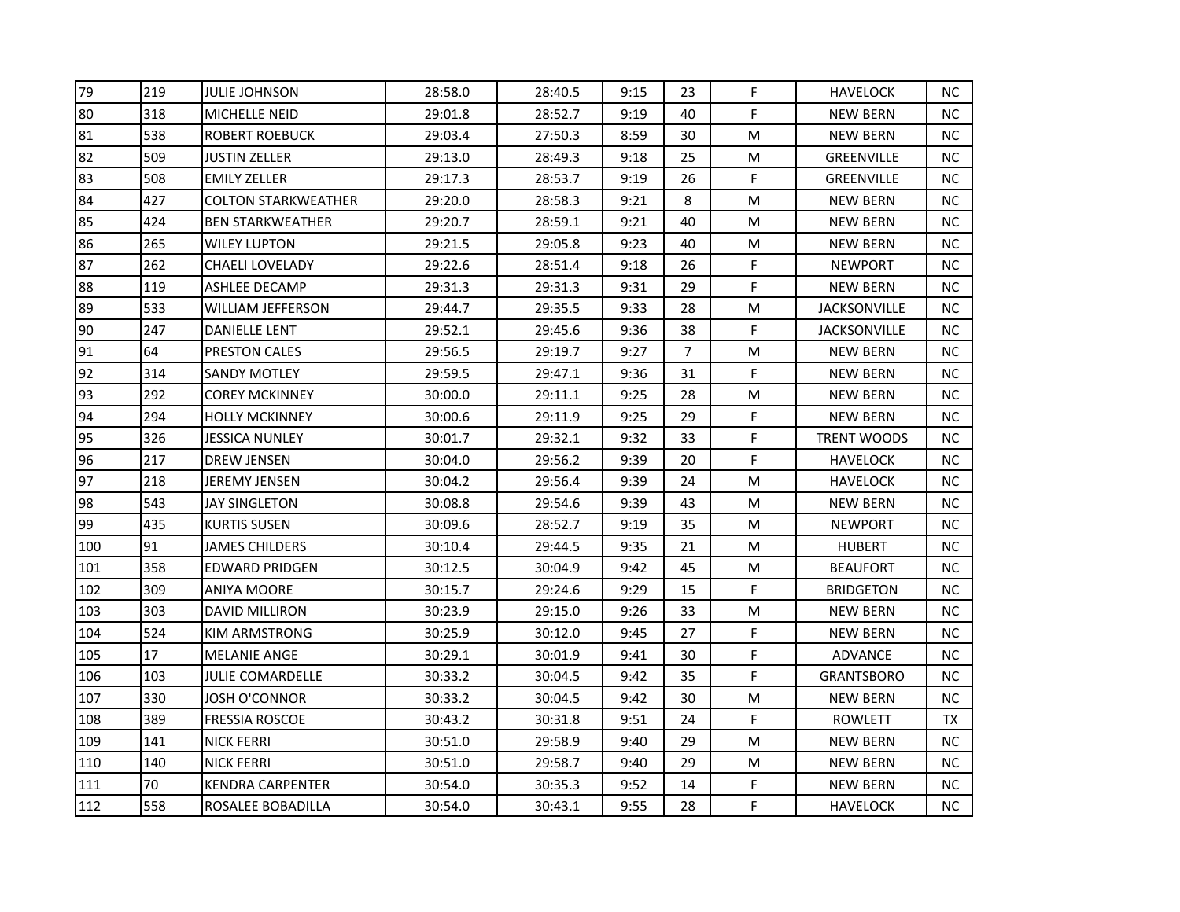| | | | | | | | | | |
|---|---|---|---|---|---|---|---|---|---|
| 79 | 219 | JULIE JOHNSON | 28:58.0 | 28:40.5 | 9:15 | 23 | F | HAVELOCK | NC |
| 80 | 318 | MICHELLE NEID | 29:01.8 | 28:52.7 | 9:19 | 40 | F | NEW BERN | NC |
| 81 | 538 | ROBERT ROEBUCK | 29:03.4 | 27:50.3 | 8:59 | 30 | M | NEW BERN | NC |
| 82 | 509 | JUSTIN ZELLER | 29:13.0 | 28:49.3 | 9:18 | 25 | M | GREENVILLE | NC |
| 83 | 508 | EMILY ZELLER | 29:17.3 | 28:53.7 | 9:19 | 26 | F | GREENVILLE | NC |
| 84 | 427 | COLTON STARKWEATHER | 29:20.0 | 28:58.3 | 9:21 | 8 | M | NEW BERN | NC |
| 85 | 424 | BEN STARKWEATHER | 29:20.7 | 28:59.1 | 9:21 | 40 | M | NEW BERN | NC |
| 86 | 265 | WILEY LUPTON | 29:21.5 | 29:05.8 | 9:23 | 40 | M | NEW BERN | NC |
| 87 | 262 | CHAELI LOVELADY | 29:22.6 | 28:51.4 | 9:18 | 26 | F | NEWPORT | NC |
| 88 | 119 | ASHLEE DECAMP | 29:31.3 | 29:31.3 | 9:31 | 29 | F | NEW BERN | NC |
| 89 | 533 | WILLIAM JEFFERSON | 29:44.7 | 29:35.5 | 9:33 | 28 | M | JACKSONVILLE | NC |
| 90 | 247 | DANIELLE LENT | 29:52.1 | 29:45.6 | 9:36 | 38 | F | JACKSONVILLE | NC |
| 91 | 64 | PRESTON CALES | 29:56.5 | 29:19.7 | 9:27 | 7 | M | NEW BERN | NC |
| 92 | 314 | SANDY MOTLEY | 29:59.5 | 29:47.1 | 9:36 | 31 | F | NEW BERN | NC |
| 93 | 292 | COREY MCKINNEY | 30:00.0 | 29:11.1 | 9:25 | 28 | M | NEW BERN | NC |
| 94 | 294 | HOLLY MCKINNEY | 30:00.6 | 29:11.9 | 9:25 | 29 | F | NEW BERN | NC |
| 95 | 326 | JESSICA NUNLEY | 30:01.7 | 29:32.1 | 9:32 | 33 | F | TRENT WOODS | NC |
| 96 | 217 | DREW JENSEN | 30:04.0 | 29:56.2 | 9:39 | 20 | F | HAVELOCK | NC |
| 97 | 218 | JEREMY JENSEN | 30:04.2 | 29:56.4 | 9:39 | 24 | M | HAVELOCK | NC |
| 98 | 543 | JAY SINGLETON | 30:08.8 | 29:54.6 | 9:39 | 43 | M | NEW BERN | NC |
| 99 | 435 | KURTIS SUSEN | 30:09.6 | 28:52.7 | 9:19 | 35 | M | NEWPORT | NC |
| 100 | 91 | JAMES CHILDERS | 30:10.4 | 29:44.5 | 9:35 | 21 | M | HUBERT | NC |
| 101 | 358 | EDWARD PRIDGEN | 30:12.5 | 30:04.9 | 9:42 | 45 | M | BEAUFORT | NC |
| 102 | 309 | ANIYA MOORE | 30:15.7 | 29:24.6 | 9:29 | 15 | F | BRIDGETON | NC |
| 103 | 303 | DAVID MILLIRON | 30:23.9 | 29:15.0 | 9:26 | 33 | M | NEW BERN | NC |
| 104 | 524 | KIM ARMSTRONG | 30:25.9 | 30:12.0 | 9:45 | 27 | F | NEW BERN | NC |
| 105 | 17 | MELANIE ANGE | 30:29.1 | 30:01.9 | 9:41 | 30 | F | ADVANCE | NC |
| 106 | 103 | JULIE COMARDELLE | 30:33.2 | 30:04.5 | 9:42 | 35 | F | GRANTSBORO | NC |
| 107 | 330 | JOSH O'CONNOR | 30:33.2 | 30:04.5 | 9:42 | 30 | M | NEW BERN | NC |
| 108 | 389 | FRESSIA ROSCOE | 30:43.2 | 30:31.8 | 9:51 | 24 | F | ROWLETT | TX |
| 109 | 141 | NICK FERRI | 30:51.0 | 29:58.9 | 9:40 | 29 | M | NEW BERN | NC |
| 110 | 140 | NICK FERRI | 30:51.0 | 29:58.7 | 9:40 | 29 | M | NEW BERN | NC |
| 111 | 70 | KENDRA CARPENTER | 30:54.0 | 30:35.3 | 9:52 | 14 | F | NEW BERN | NC |
| 112 | 558 | ROSALEE BOBADILLA | 30:54.0 | 30:43.1 | 9:55 | 28 | F | HAVELOCK | NC |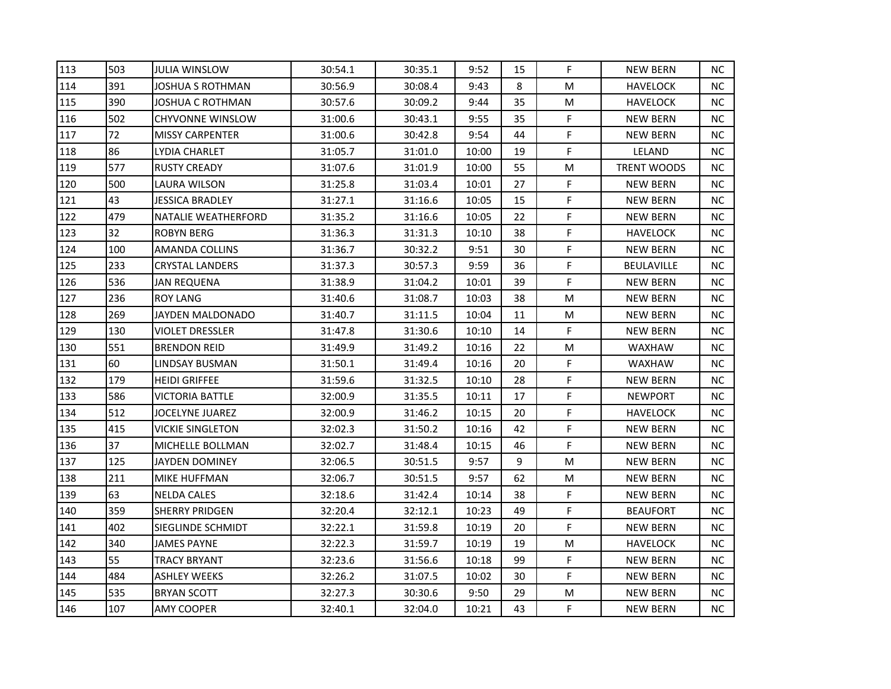| | | | | | | | | | |
|---|---|---|---|---|---|---|---|---|---|
| 113 | 503 | JULIA WINSLOW | 30:54.1 | 30:35.1 | 9:52 | 15 | F | NEW BERN | NC |
| 114 | 391 | JOSHUA S ROTHMAN | 30:56.9 | 30:08.4 | 9:43 | 8 | M | HAVELOCK | NC |
| 115 | 390 | JOSHUA C ROTHMAN | 30:57.6 | 30:09.2 | 9:44 | 35 | M | HAVELOCK | NC |
| 116 | 502 | CHYVONNE WINSLOW | 31:00.6 | 30:43.1 | 9:55 | 35 | F | NEW BERN | NC |
| 117 | 72 | MISSY CARPENTER | 31:00.6 | 30:42.8 | 9:54 | 44 | F | NEW BERN | NC |
| 118 | 86 | LYDIA CHARLET | 31:05.7 | 31:01.0 | 10:00 | 19 | F | LELAND | NC |
| 119 | 577 | RUSTY CREADY | 31:07.6 | 31:01.9 | 10:00 | 55 | M | TRENT WOODS | NC |
| 120 | 500 | LAURA WILSON | 31:25.8 | 31:03.4 | 10:01 | 27 | F | NEW BERN | NC |
| 121 | 43 | JESSICA BRADLEY | 31:27.1 | 31:16.6 | 10:05 | 15 | F | NEW BERN | NC |
| 122 | 479 | NATALIE WEATHERFORD | 31:35.2 | 31:16.6 | 10:05 | 22 | F | NEW BERN | NC |
| 123 | 32 | ROBYN BERG | 31:36.3 | 31:31.3 | 10:10 | 38 | F | HAVELOCK | NC |
| 124 | 100 | AMANDA COLLINS | 31:36.7 | 30:32.2 | 9:51 | 30 | F | NEW BERN | NC |
| 125 | 233 | CRYSTAL LANDERS | 31:37.3 | 30:57.3 | 9:59 | 36 | F | BEULAVILLE | NC |
| 126 | 536 | JAN REQUENA | 31:38.9 | 31:04.2 | 10:01 | 39 | F | NEW BERN | NC |
| 127 | 236 | ROY LANG | 31:40.6 | 31:08.7 | 10:03 | 38 | M | NEW BERN | NC |
| 128 | 269 | JAYDEN MALDONADO | 31:40.7 | 31:11.5 | 10:04 | 11 | M | NEW BERN | NC |
| 129 | 130 | VIOLET DRESSLER | 31:47.8 | 31:30.6 | 10:10 | 14 | F | NEW BERN | NC |
| 130 | 551 | BRENDON REID | 31:49.9 | 31:49.2 | 10:16 | 22 | M | WAXHAW | NC |
| 131 | 60 | LINDSAY BUSMAN | 31:50.1 | 31:49.4 | 10:16 | 20 | F | WAXHAW | NC |
| 132 | 179 | HEIDI GRIFFEE | 31:59.6 | 31:32.5 | 10:10 | 28 | F | NEW BERN | NC |
| 133 | 586 | VICTORIA BATTLE | 32:00.9 | 31:35.5 | 10:11 | 17 | F | NEWPORT | NC |
| 134 | 512 | JOCELYNE JUAREZ | 32:00.9 | 31:46.2 | 10:15 | 20 | F | HAVELOCK | NC |
| 135 | 415 | VICKIE SINGLETON | 32:02.3 | 31:50.2 | 10:16 | 42 | F | NEW BERN | NC |
| 136 | 37 | MICHELLE BOLLMAN | 32:02.7 | 31:48.4 | 10:15 | 46 | F | NEW BERN | NC |
| 137 | 125 | JAYDEN DOMINEY | 32:06.5 | 30:51.5 | 9:57 | 9 | M | NEW BERN | NC |
| 138 | 211 | MIKE HUFFMAN | 32:06.7 | 30:51.5 | 9:57 | 62 | M | NEW BERN | NC |
| 139 | 63 | NELDA CALES | 32:18.6 | 31:42.4 | 10:14 | 38 | F | NEW BERN | NC |
| 140 | 359 | SHERRY PRIDGEN | 32:20.4 | 32:12.1 | 10:23 | 49 | F | BEAUFORT | NC |
| 141 | 402 | SIEGLINDE SCHMIDT | 32:22.1 | 31:59.8 | 10:19 | 20 | F | NEW BERN | NC |
| 142 | 340 | JAMES PAYNE | 32:22.3 | 31:59.7 | 10:19 | 19 | M | HAVELOCK | NC |
| 143 | 55 | TRACY BRYANT | 32:23.6 | 31:56.6 | 10:18 | 99 | F | NEW BERN | NC |
| 144 | 484 | ASHLEY WEEKS | 32:26.2 | 31:07.5 | 10:02 | 30 | F | NEW BERN | NC |
| 145 | 535 | BRYAN SCOTT | 32:27.3 | 30:30.6 | 9:50 | 29 | M | NEW BERN | NC |
| 146 | 107 | AMY COOPER | 32:40.1 | 32:04.0 | 10:21 | 43 | F | NEW BERN | NC |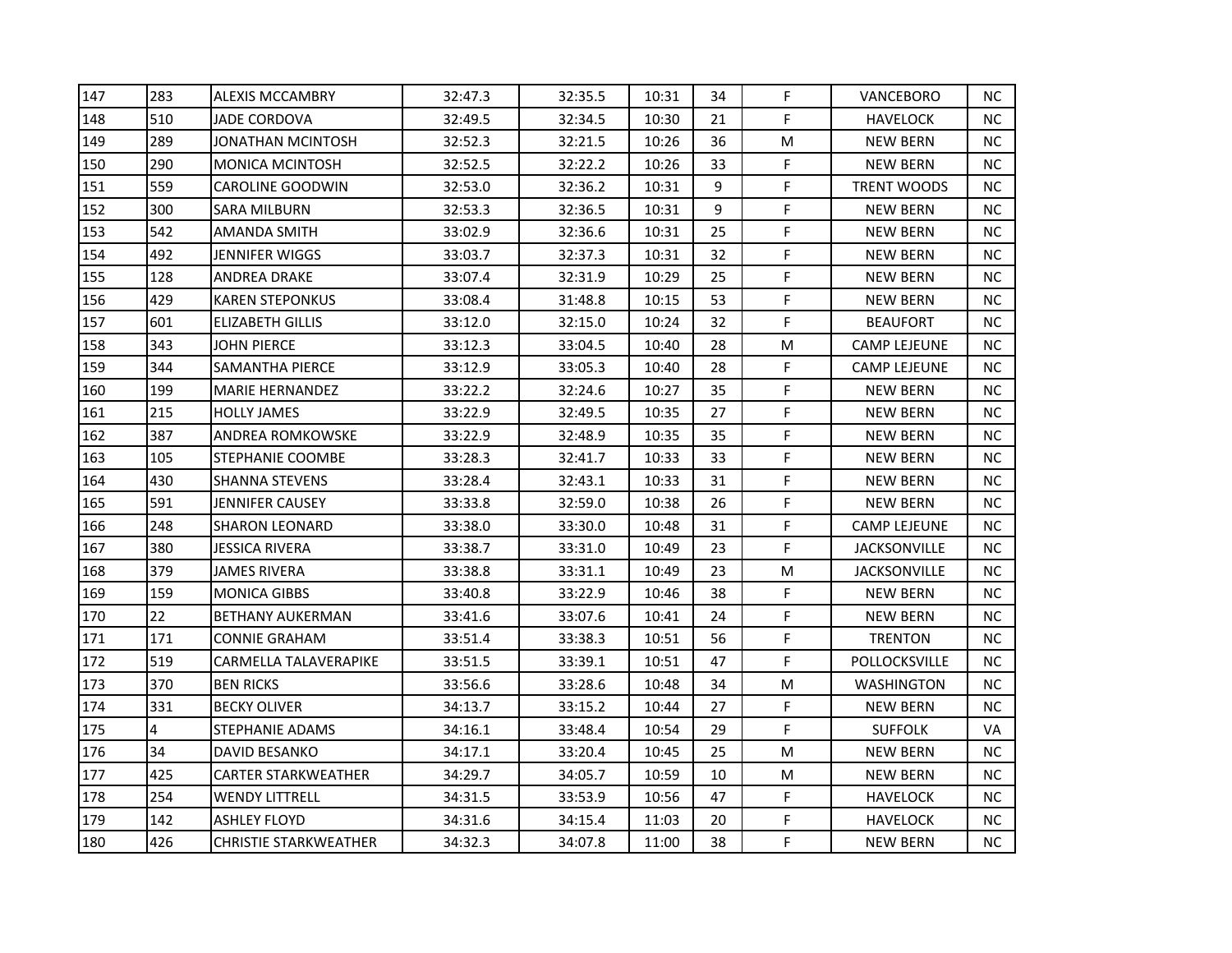| | | | | | | | | | |
|---|---|---|---|---|---|---|---|---|---|
| 147 | 283 | ALEXIS MCCAMBRY | 32:47.3 | 32:35.5 | 10:31 | 34 | F | VANCEBORO | NC |
| 148 | 510 | JADE CORDOVA | 32:49.5 | 32:34.5 | 10:30 | 21 | F | HAVELOCK | NC |
| 149 | 289 | JONATHAN MCINTOSH | 32:52.3 | 32:21.5 | 10:26 | 36 | M | NEW BERN | NC |
| 150 | 290 | MONICA MCINTOSH | 32:52.5 | 32:22.2 | 10:26 | 33 | F | NEW BERN | NC |
| 151 | 559 | CAROLINE GOODWIN | 32:53.0 | 32:36.2 | 10:31 | 9 | F | TRENT WOODS | NC |
| 152 | 300 | SARA MILBURN | 32:53.3 | 32:36.5 | 10:31 | 9 | F | NEW BERN | NC |
| 153 | 542 | AMANDA SMITH | 33:02.9 | 32:36.6 | 10:31 | 25 | F | NEW BERN | NC |
| 154 | 492 | JENNIFER WIGGS | 33:03.7 | 32:37.3 | 10:31 | 32 | F | NEW BERN | NC |
| 155 | 128 | ANDREA DRAKE | 33:07.4 | 32:31.9 | 10:29 | 25 | F | NEW BERN | NC |
| 156 | 429 | KAREN STEPONKUS | 33:08.4 | 31:48.8 | 10:15 | 53 | F | NEW BERN | NC |
| 157 | 601 | ELIZABETH GILLIS | 33:12.0 | 32:15.0 | 10:24 | 32 | F | BEAUFORT | NC |
| 158 | 343 | JOHN PIERCE | 33:12.3 | 33:04.5 | 10:40 | 28 | M | CAMP LEJEUNE | NC |
| 159 | 344 | SAMANTHA PIERCE | 33:12.9 | 33:05.3 | 10:40 | 28 | F | CAMP LEJEUNE | NC |
| 160 | 199 | MARIE HERNANDEZ | 33:22.2 | 32:24.6 | 10:27 | 35 | F | NEW BERN | NC |
| 161 | 215 | HOLLY JAMES | 33:22.9 | 32:49.5 | 10:35 | 27 | F | NEW BERN | NC |
| 162 | 387 | ANDREA ROMKOWSKE | 33:22.9 | 32:48.9 | 10:35 | 35 | F | NEW BERN | NC |
| 163 | 105 | STEPHANIE COOMBE | 33:28.3 | 32:41.7 | 10:33 | 33 | F | NEW BERN | NC |
| 164 | 430 | SHANNA STEVENS | 33:28.4 | 32:43.1 | 10:33 | 31 | F | NEW BERN | NC |
| 165 | 591 | JENNIFER CAUSEY | 33:33.8 | 32:59.0 | 10:38 | 26 | F | NEW BERN | NC |
| 166 | 248 | SHARON LEONARD | 33:38.0 | 33:30.0 | 10:48 | 31 | F | CAMP LEJEUNE | NC |
| 167 | 380 | JESSICA RIVERA | 33:38.7 | 33:31.0 | 10:49 | 23 | F | JACKSONVILLE | NC |
| 168 | 379 | JAMES RIVERA | 33:38.8 | 33:31.1 | 10:49 | 23 | M | JACKSONVILLE | NC |
| 169 | 159 | MONICA GIBBS | 33:40.8 | 33:22.9 | 10:46 | 38 | F | NEW BERN | NC |
| 170 | 22 | BETHANY AUKERMAN | 33:41.6 | 33:07.6 | 10:41 | 24 | F | NEW BERN | NC |
| 171 | 171 | CONNIE GRAHAM | 33:51.4 | 33:38.3 | 10:51 | 56 | F | TRENTON | NC |
| 172 | 519 | CARMELLA TALAVERAPIKE | 33:51.5 | 33:39.1 | 10:51 | 47 | F | POLLOCKSVILLE | NC |
| 173 | 370 | BEN RICKS | 33:56.6 | 33:28.6 | 10:48 | 34 | M | WASHINGTON | NC |
| 174 | 331 | BECKY OLIVER | 34:13.7 | 33:15.2 | 10:44 | 27 | F | NEW BERN | NC |
| 175 | 4 | STEPHANIE ADAMS | 34:16.1 | 33:48.4 | 10:54 | 29 | F | SUFFOLK | VA |
| 176 | 34 | DAVID BESANKO | 34:17.1 | 33:20.4 | 10:45 | 25 | M | NEW BERN | NC |
| 177 | 425 | CARTER STARKWEATHER | 34:29.7 | 34:05.7 | 10:59 | 10 | M | NEW BERN | NC |
| 178 | 254 | WENDY LITTRELL | 34:31.5 | 33:53.9 | 10:56 | 47 | F | HAVELOCK | NC |
| 179 | 142 | ASHLEY FLOYD | 34:31.6 | 34:15.4 | 11:03 | 20 | F | HAVELOCK | NC |
| 180 | 426 | CHRISTIE STARKWEATHER | 34:32.3 | 34:07.8 | 11:00 | 38 | F | NEW BERN | NC |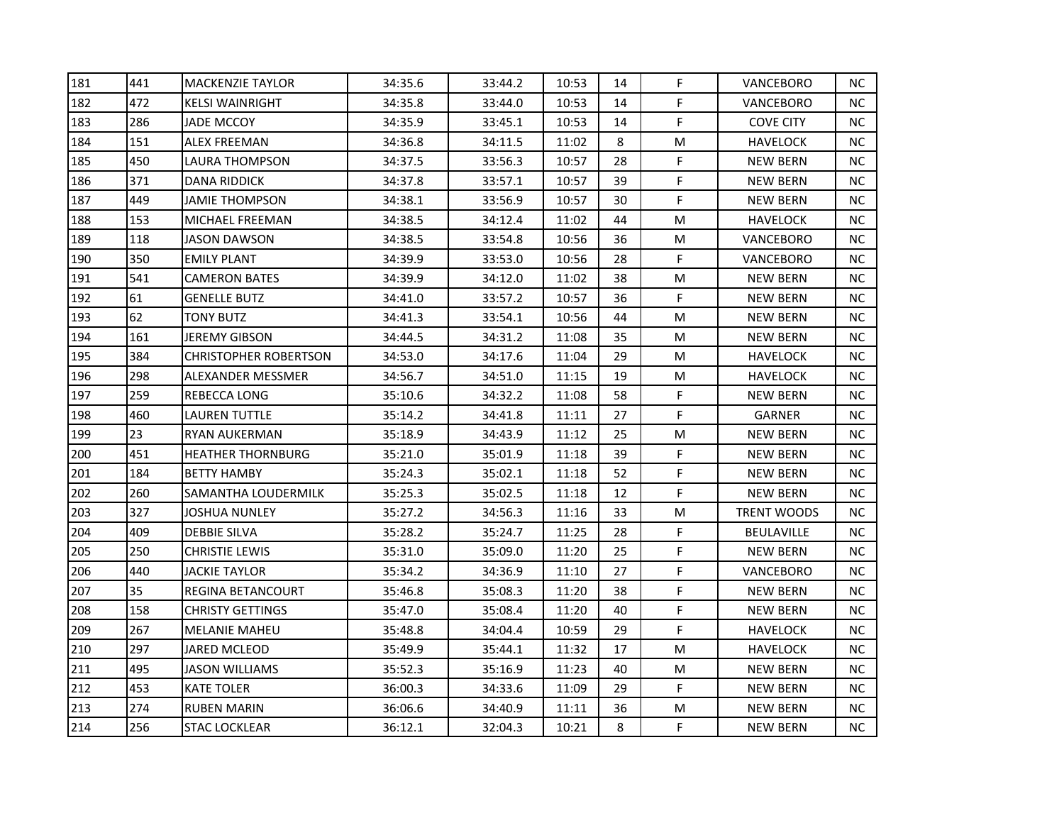| | | | | | | | | | |
|---|---|---|---|---|---|---|---|---|---|
| 181 | 441 | MACKENZIE TAYLOR | 34:35.6 | 33:44.2 | 10:53 | 14 | F | VANCEBORO | NC |
| 182 | 472 | KELSI WAINRIGHT | 34:35.8 | 33:44.0 | 10:53 | 14 | F | VANCEBORO | NC |
| 183 | 286 | JADE MCCOY | 34:35.9 | 33:45.1 | 10:53 | 14 | F | COVE CITY | NC |
| 184 | 151 | ALEX FREEMAN | 34:36.8 | 34:11.5 | 11:02 | 8 | M | HAVELOCK | NC |
| 185 | 450 | LAURA THOMPSON | 34:37.5 | 33:56.3 | 10:57 | 28 | F | NEW BERN | NC |
| 186 | 371 | DANA RIDDICK | 34:37.8 | 33:57.1 | 10:57 | 39 | F | NEW BERN | NC |
| 187 | 449 | JAMIE THOMPSON | 34:38.1 | 33:56.9 | 10:57 | 30 | F | NEW BERN | NC |
| 188 | 153 | MICHAEL FREEMAN | 34:38.5 | 34:12.4 | 11:02 | 44 | M | HAVELOCK | NC |
| 189 | 118 | JASON DAWSON | 34:38.5 | 33:54.8 | 10:56 | 36 | M | VANCEBORO | NC |
| 190 | 350 | EMILY PLANT | 34:39.9 | 33:53.0 | 10:56 | 28 | F | VANCEBORO | NC |
| 191 | 541 | CAMERON BATES | 34:39.9 | 34:12.0 | 11:02 | 38 | M | NEW BERN | NC |
| 192 | 61 | GENELLE BUTZ | 34:41.0 | 33:57.2 | 10:57 | 36 | F | NEW BERN | NC |
| 193 | 62 | TONY BUTZ | 34:41.3 | 33:54.1 | 10:56 | 44 | M | NEW BERN | NC |
| 194 | 161 | JEREMY GIBSON | 34:44.5 | 34:31.2 | 11:08 | 35 | M | NEW BERN | NC |
| 195 | 384 | CHRISTOPHER ROBERTSON | 34:53.0 | 34:17.6 | 11:04 | 29 | M | HAVELOCK | NC |
| 196 | 298 | ALEXANDER MESSMER | 34:56.7 | 34:51.0 | 11:15 | 19 | M | HAVELOCK | NC |
| 197 | 259 | REBECCA LONG | 35:10.6 | 34:32.2 | 11:08 | 58 | F | NEW BERN | NC |
| 198 | 460 | LAUREN TUTTLE | 35:14.2 | 34:41.8 | 11:11 | 27 | F | GARNER | NC |
| 199 | 23 | RYAN AUKERMAN | 35:18.9 | 34:43.9 | 11:12 | 25 | M | NEW BERN | NC |
| 200 | 451 | HEATHER THORNBURG | 35:21.0 | 35:01.9 | 11:18 | 39 | F | NEW BERN | NC |
| 201 | 184 | BETTY HAMBY | 35:24.3 | 35:02.1 | 11:18 | 52 | F | NEW BERN | NC |
| 202 | 260 | SAMANTHA LOUDERMILK | 35:25.3 | 35:02.5 | 11:18 | 12 | F | NEW BERN | NC |
| 203 | 327 | JOSHUA NUNLEY | 35:27.2 | 34:56.3 | 11:16 | 33 | M | TRENT WOODS | NC |
| 204 | 409 | DEBBIE SILVA | 35:28.2 | 35:24.7 | 11:25 | 28 | F | BEULAVILLE | NC |
| 205 | 250 | CHRISTIE LEWIS | 35:31.0 | 35:09.0 | 11:20 | 25 | F | NEW BERN | NC |
| 206 | 440 | JACKIE TAYLOR | 35:34.2 | 34:36.9 | 11:10 | 27 | F | VANCEBORO | NC |
| 207 | 35 | REGINA BETANCOURT | 35:46.8 | 35:08.3 | 11:20 | 38 | F | NEW BERN | NC |
| 208 | 158 | CHRISTY GETTINGS | 35:47.0 | 35:08.4 | 11:20 | 40 | F | NEW BERN | NC |
| 209 | 267 | MELANIE MAHEU | 35:48.8 | 34:04.4 | 10:59 | 29 | F | HAVELOCK | NC |
| 210 | 297 | JARED MCLEOD | 35:49.9 | 35:44.1 | 11:32 | 17 | M | HAVELOCK | NC |
| 211 | 495 | JASON WILLIAMS | 35:52.3 | 35:16.9 | 11:23 | 40 | M | NEW BERN | NC |
| 212 | 453 | KATE TOLER | 36:00.3 | 34:33.6 | 11:09 | 29 | F | NEW BERN | NC |
| 213 | 274 | RUBEN MARIN | 36:06.6 | 34:40.9 | 11:11 | 36 | M | NEW BERN | NC |
| 214 | 256 | STAC LOCKLEAR | 36:12.1 | 32:04.3 | 10:21 | 8 | F | NEW BERN | NC |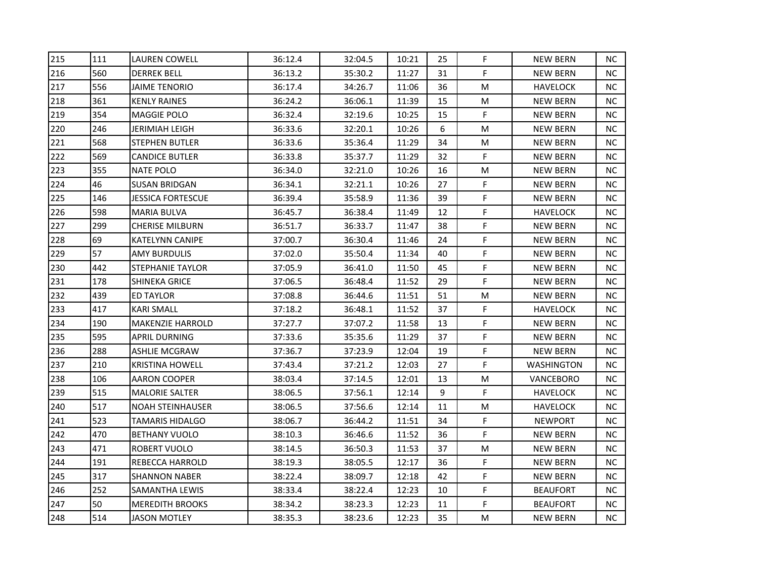| | | | | | | | | | |
|---|---|---|---|---|---|---|---|---|---|
| 215 | 111 | LAUREN COWELL | 36:12.4 | 32:04.5 | 10:21 | 25 | F | NEW BERN | NC |
| 216 | 560 | DERREK BELL | 36:13.2 | 35:30.2 | 11:27 | 31 | F | NEW BERN | NC |
| 217 | 556 | JAIME TENORIO | 36:17.4 | 34:26.7 | 11:06 | 36 | M | HAVELOCK | NC |
| 218 | 361 | KENLY RAINES | 36:24.2 | 36:06.1 | 11:39 | 15 | M | NEW BERN | NC |
| 219 | 354 | MAGGIE POLO | 36:32.4 | 32:19.6 | 10:25 | 15 | F | NEW BERN | NC |
| 220 | 246 | JERIMIAH LEIGH | 36:33.6 | 32:20.1 | 10:26 | 6 | M | NEW BERN | NC |
| 221 | 568 | STEPHEN BUTLER | 36:33.6 | 35:36.4 | 11:29 | 34 | M | NEW BERN | NC |
| 222 | 569 | CANDICE BUTLER | 36:33.8 | 35:37.7 | 11:29 | 32 | F | NEW BERN | NC |
| 223 | 355 | NATE POLO | 36:34.0 | 32:21.0 | 10:26 | 16 | M | NEW BERN | NC |
| 224 | 46 | SUSAN BRIDGAN | 36:34.1 | 32:21.1 | 10:26 | 27 | F | NEW BERN | NC |
| 225 | 146 | JESSICA FORTESCUE | 36:39.4 | 35:58.9 | 11:36 | 39 | F | NEW BERN | NC |
| 226 | 598 | MARIA BULVA | 36:45.7 | 36:38.4 | 11:49 | 12 | F | HAVELOCK | NC |
| 227 | 299 | CHERISE MILBURN | 36:51.7 | 36:33.7 | 11:47 | 38 | F | NEW BERN | NC |
| 228 | 69 | KATELYNN CANIPE | 37:00.7 | 36:30.4 | 11:46 | 24 | F | NEW BERN | NC |
| 229 | 57 | AMY BURDULIS | 37:02.0 | 35:50.4 | 11:34 | 40 | F | NEW BERN | NC |
| 230 | 442 | STEPHANIE TAYLOR | 37:05.9 | 36:41.0 | 11:50 | 45 | F | NEW BERN | NC |
| 231 | 178 | SHINEKA GRICE | 37:06.5 | 36:48.4 | 11:52 | 29 | F | NEW BERN | NC |
| 232 | 439 | ED TAYLOR | 37:08.8 | 36:44.6 | 11:51 | 51 | M | NEW BERN | NC |
| 233 | 417 | KARI SMALL | 37:18.2 | 36:48.1 | 11:52 | 37 | F | HAVELOCK | NC |
| 234 | 190 | MAKENZIE HARROLD | 37:27.7 | 37:07.2 | 11:58 | 13 | F | NEW BERN | NC |
| 235 | 595 | APRIL DURNING | 37:33.6 | 35:35.6 | 11:29 | 37 | F | NEW BERN | NC |
| 236 | 288 | ASHLIE MCGRAW | 37:36.7 | 37:23.9 | 12:04 | 19 | F | NEW BERN | NC |
| 237 | 210 | KRISTINA HOWELL | 37:43.4 | 37:21.2 | 12:03 | 27 | F | WASHINGTON | NC |
| 238 | 106 | AARON COOPER | 38:03.4 | 37:14.5 | 12:01 | 13 | M | VANCEBORO | NC |
| 239 | 515 | MALORIE SALTER | 38:06.5 | 37:56.1 | 12:14 | 9 | F | HAVELOCK | NC |
| 240 | 517 | NOAH STEINHAUSER | 38:06.5 | 37:56.6 | 12:14 | 11 | M | HAVELOCK | NC |
| 241 | 523 | TAMARIS HIDALGO | 38:06.7 | 36:44.2 | 11:51 | 34 | F | NEWPORT | NC |
| 242 | 470 | BETHANY VUOLO | 38:10.3 | 36:46.6 | 11:52 | 36 | F | NEW BERN | NC |
| 243 | 471 | ROBERT VUOLO | 38:14.5 | 36:50.3 | 11:53 | 37 | M | NEW BERN | NC |
| 244 | 191 | REBECCA HARROLD | 38:19.3 | 38:05.5 | 12:17 | 36 | F | NEW BERN | NC |
| 245 | 317 | SHANNON NABER | 38:22.4 | 38:09.7 | 12:18 | 42 | F | NEW BERN | NC |
| 246 | 252 | SAMANTHA LEWIS | 38:33.4 | 38:22.4 | 12:23 | 10 | F | BEAUFORT | NC |
| 247 | 50 | MEREDITH BROOKS | 38:34.2 | 38:23.3 | 12:23 | 11 | F | BEAUFORT | NC |
| 248 | 514 | JASON MOTLEY | 38:35.3 | 38:23.6 | 12:23 | 35 | M | NEW BERN | NC |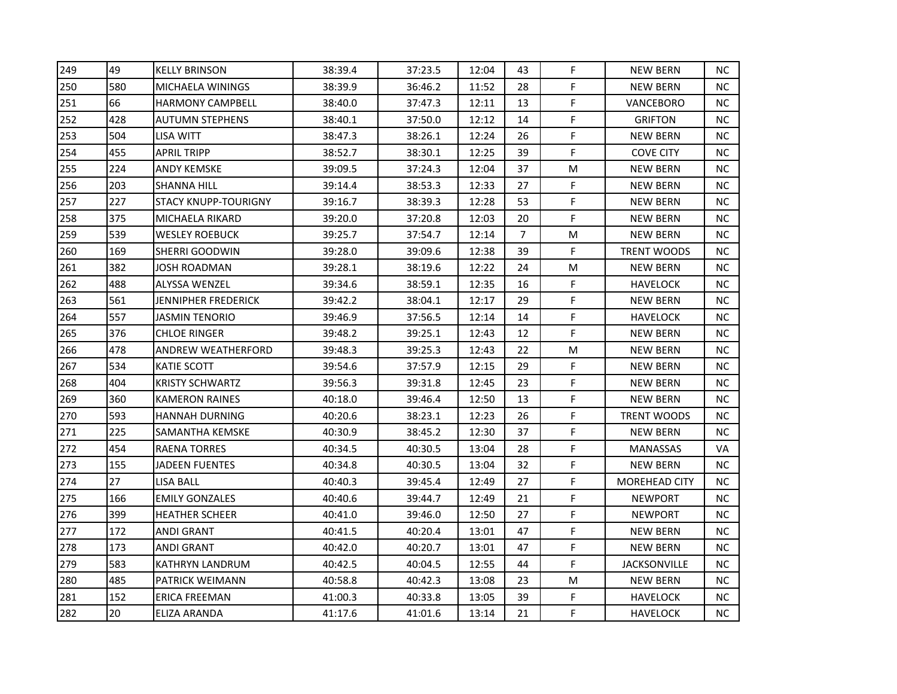| | | | | | | | | | |
|---|---|---|---|---|---|---|---|---|---|
| 249 | 49 | KELLY BRINSON | 38:39.4 | 37:23.5 | 12:04 | 43 | F | NEW BERN | NC |
| 250 | 580 | MICHAELA WININGS | 38:39.9 | 36:46.2 | 11:52 | 28 | F | NEW BERN | NC |
| 251 | 66 | HARMONY CAMPBELL | 38:40.0 | 37:47.3 | 12:11 | 13 | F | VANCEBORO | NC |
| 252 | 428 | AUTUMN STEPHENS | 38:40.1 | 37:50.0 | 12:12 | 14 | F | GRIFTON | NC |
| 253 | 504 | LISA WITT | 38:47.3 | 38:26.1 | 12:24 | 26 | F | NEW BERN | NC |
| 254 | 455 | APRIL TRIPP | 38:52.7 | 38:30.1 | 12:25 | 39 | F | COVE CITY | NC |
| 255 | 224 | ANDY KEMSKE | 39:09.5 | 37:24.3 | 12:04 | 37 | M | NEW BERN | NC |
| 256 | 203 | SHANNA HILL | 39:14.4 | 38:53.3 | 12:33 | 27 | F | NEW BERN | NC |
| 257 | 227 | STACY KNUPP-TOURIGNY | 39:16.7 | 38:39.3 | 12:28 | 53 | F | NEW BERN | NC |
| 258 | 375 | MICHAELA RIKARD | 39:20.0 | 37:20.8 | 12:03 | 20 | F | NEW BERN | NC |
| 259 | 539 | WESLEY ROEBUCK | 39:25.7 | 37:54.7 | 12:14 | 7 | M | NEW BERN | NC |
| 260 | 169 | SHERRI GOODWIN | 39:28.0 | 39:09.6 | 12:38 | 39 | F | TRENT WOODS | NC |
| 261 | 382 | JOSH ROADMAN | 39:28.1 | 38:19.6 | 12:22 | 24 | M | NEW BERN | NC |
| 262 | 488 | ALYSSA WENZEL | 39:34.6 | 38:59.1 | 12:35 | 16 | F | HAVELOCK | NC |
| 263 | 561 | JENNIPHER FREDERICK | 39:42.2 | 38:04.1 | 12:17 | 29 | F | NEW BERN | NC |
| 264 | 557 | JASMIN TENORIO | 39:46.9 | 37:56.5 | 12:14 | 14 | F | HAVELOCK | NC |
| 265 | 376 | CHLOE RINGER | 39:48.2 | 39:25.1 | 12:43 | 12 | F | NEW BERN | NC |
| 266 | 478 | ANDREW WEATHERFORD | 39:48.3 | 39:25.3 | 12:43 | 22 | M | NEW BERN | NC |
| 267 | 534 | KATIE SCOTT | 39:54.6 | 37:57.9 | 12:15 | 29 | F | NEW BERN | NC |
| 268 | 404 | KRISTY SCHWARTZ | 39:56.3 | 39:31.8 | 12:45 | 23 | F | NEW BERN | NC |
| 269 | 360 | KAMERON RAINES | 40:18.0 | 39:46.4 | 12:50 | 13 | F | NEW BERN | NC |
| 270 | 593 | HANNAH DURNING | 40:20.6 | 38:23.1 | 12:23 | 26 | F | TRENT WOODS | NC |
| 271 | 225 | SAMANTHA KEMSKE | 40:30.9 | 38:45.2 | 12:30 | 37 | F | NEW BERN | NC |
| 272 | 454 | RAENA TORRES | 40:34.5 | 40:30.5 | 13:04 | 28 | F | MANASSAS | VA |
| 273 | 155 | JADEEN FUENTES | 40:34.8 | 40:30.5 | 13:04 | 32 | F | NEW BERN | NC |
| 274 | 27 | LISA BALL | 40:40.3 | 39:45.4 | 12:49 | 27 | F | MOREHEAD CITY | NC |
| 275 | 166 | EMILY GONZALES | 40:40.6 | 39:44.7 | 12:49 | 21 | F | NEWPORT | NC |
| 276 | 399 | HEATHER SCHEER | 40:41.0 | 39:46.0 | 12:50 | 27 | F | NEWPORT | NC |
| 277 | 172 | ANDI GRANT | 40:41.5 | 40:20.4 | 13:01 | 47 | F | NEW BERN | NC |
| 278 | 173 | ANDI GRANT | 40:42.0 | 40:20.7 | 13:01 | 47 | F | NEW BERN | NC |
| 279 | 583 | KATHRYN LANDRUM | 40:42.5 | 40:04.5 | 12:55 | 44 | F | JACKSONVILLE | NC |
| 280 | 485 | PATRICK WEIMANN | 40:58.8 | 40:42.3 | 13:08 | 23 | M | NEW BERN | NC |
| 281 | 152 | ERICA FREEMAN | 41:00.3 | 40:33.8 | 13:05 | 39 | F | HAVELOCK | NC |
| 282 | 20 | ELIZA ARANDA | 41:17.6 | 41:01.6 | 13:14 | 21 | F | HAVELOCK | NC |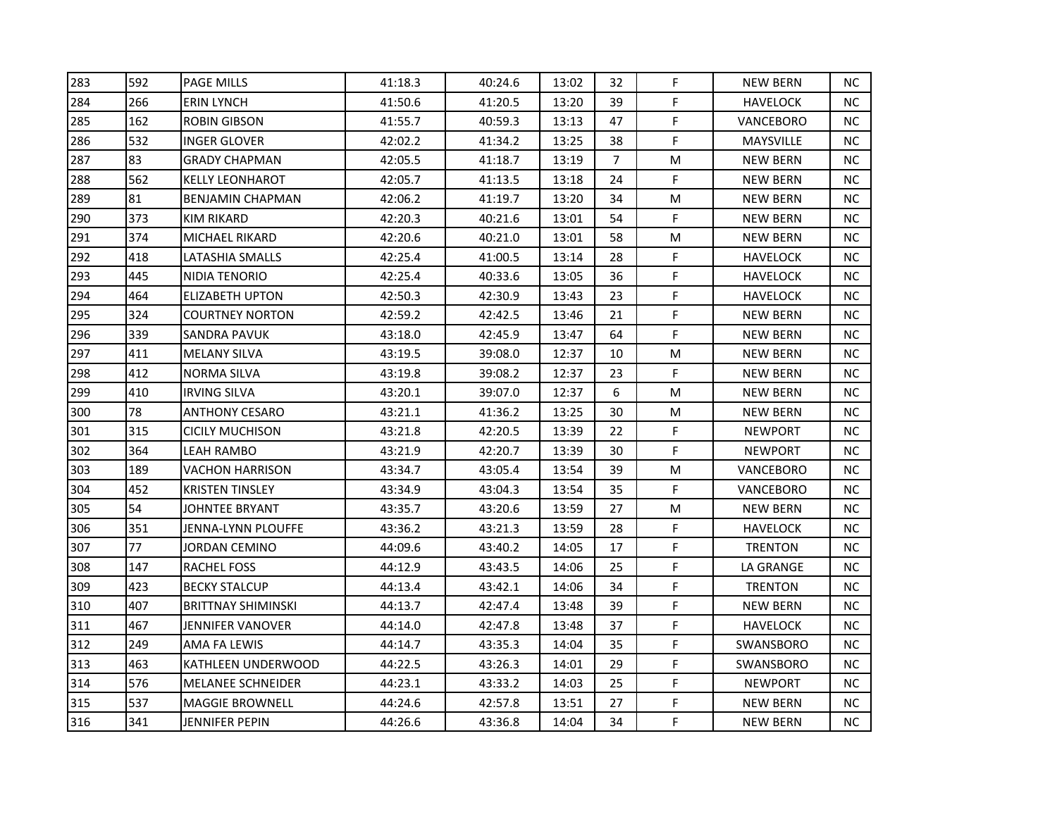| | | | | | | | | | |
|---|---|---|---|---|---|---|---|---|---|
| 283 | 592 | PAGE MILLS | 41:18.3 | 40:24.6 | 13:02 | 32 | F | NEW BERN | NC |
| 284 | 266 | ERIN LYNCH | 41:50.6 | 41:20.5 | 13:20 | 39 | F | HAVELOCK | NC |
| 285 | 162 | ROBIN GIBSON | 41:55.7 | 40:59.3 | 13:13 | 47 | F | VANCEBORO | NC |
| 286 | 532 | INGER GLOVER | 42:02.2 | 41:34.2 | 13:25 | 38 | F | MAYSVILLE | NC |
| 287 | 83 | GRADY CHAPMAN | 42:05.5 | 41:18.7 | 13:19 | 7 | M | NEW BERN | NC |
| 288 | 562 | KELLY LEONHAROT | 42:05.7 | 41:13.5 | 13:18 | 24 | F | NEW BERN | NC |
| 289 | 81 | BENJAMIN CHAPMAN | 42:06.2 | 41:19.7 | 13:20 | 34 | M | NEW BERN | NC |
| 290 | 373 | KIM RIKARD | 42:20.3 | 40:21.6 | 13:01 | 54 | F | NEW BERN | NC |
| 291 | 374 | MICHAEL RIKARD | 42:20.6 | 40:21.0 | 13:01 | 58 | M | NEW BERN | NC |
| 292 | 418 | LATASHIA SMALLS | 42:25.4 | 41:00.5 | 13:14 | 28 | F | HAVELOCK | NC |
| 293 | 445 | NIDIA TENORIO | 42:25.4 | 40:33.6 | 13:05 | 36 | F | HAVELOCK | NC |
| 294 | 464 | ELIZABETH UPTON | 42:50.3 | 42:30.9 | 13:43 | 23 | F | HAVELOCK | NC |
| 295 | 324 | COURTNEY NORTON | 42:59.2 | 42:42.5 | 13:46 | 21 | F | NEW BERN | NC |
| 296 | 339 | SANDRA PAVUK | 43:18.0 | 42:45.9 | 13:47 | 64 | F | NEW BERN | NC |
| 297 | 411 | MELANY SILVA | 43:19.5 | 39:08.0 | 12:37 | 10 | M | NEW BERN | NC |
| 298 | 412 | NORMA SILVA | 43:19.8 | 39:08.2 | 12:37 | 23 | F | NEW BERN | NC |
| 299 | 410 | IRVING SILVA | 43:20.1 | 39:07.0 | 12:37 | 6 | M | NEW BERN | NC |
| 300 | 78 | ANTHONY CESARO | 43:21.1 | 41:36.2 | 13:25 | 30 | M | NEW BERN | NC |
| 301 | 315 | CICILY MUCHISON | 43:21.8 | 42:20.5 | 13:39 | 22 | F | NEWPORT | NC |
| 302 | 364 | LEAH RAMBO | 43:21.9 | 42:20.7 | 13:39 | 30 | F | NEWPORT | NC |
| 303 | 189 | VACHON HARRISON | 43:34.7 | 43:05.4 | 13:54 | 39 | M | VANCEBORO | NC |
| 304 | 452 | KRISTEN TINSLEY | 43:34.9 | 43:04.3 | 13:54 | 35 | F | VANCEBORO | NC |
| 305 | 54 | JOHNTEE BRYANT | 43:35.7 | 43:20.6 | 13:59 | 27 | M | NEW BERN | NC |
| 306 | 351 | JENNA-LYNN PLOUFFE | 43:36.2 | 43:21.3 | 13:59 | 28 | F | HAVELOCK | NC |
| 307 | 77 | JORDAN CEMINO | 44:09.6 | 43:40.2 | 14:05 | 17 | F | TRENTON | NC |
| 308 | 147 | RACHEL FOSS | 44:12.9 | 43:43.5 | 14:06 | 25 | F | LA GRANGE | NC |
| 309 | 423 | BECKY STALCUP | 44:13.4 | 43:42.1 | 14:06 | 34 | F | TRENTON | NC |
| 310 | 407 | BRITTNAY SHIMINSKI | 44:13.7 | 42:47.4 | 13:48 | 39 | F | NEW BERN | NC |
| 311 | 467 | JENNIFER VANOVER | 44:14.0 | 42:47.8 | 13:48 | 37 | F | HAVELOCK | NC |
| 312 | 249 | AMA FA LEWIS | 44:14.7 | 43:35.3 | 14:04 | 35 | F | SWANSBORO | NC |
| 313 | 463 | KATHLEEN UNDERWOOD | 44:22.5 | 43:26.3 | 14:01 | 29 | F | SWANSBORO | NC |
| 314 | 576 | MELANEE SCHNEIDER | 44:23.1 | 43:33.2 | 14:03 | 25 | F | NEWPORT | NC |
| 315 | 537 | MAGGIE BROWNELL | 44:24.6 | 42:57.8 | 13:51 | 27 | F | NEW BERN | NC |
| 316 | 341 | JENNIFER PEPIN | 44:26.6 | 43:36.8 | 14:04 | 34 | F | NEW BERN | NC |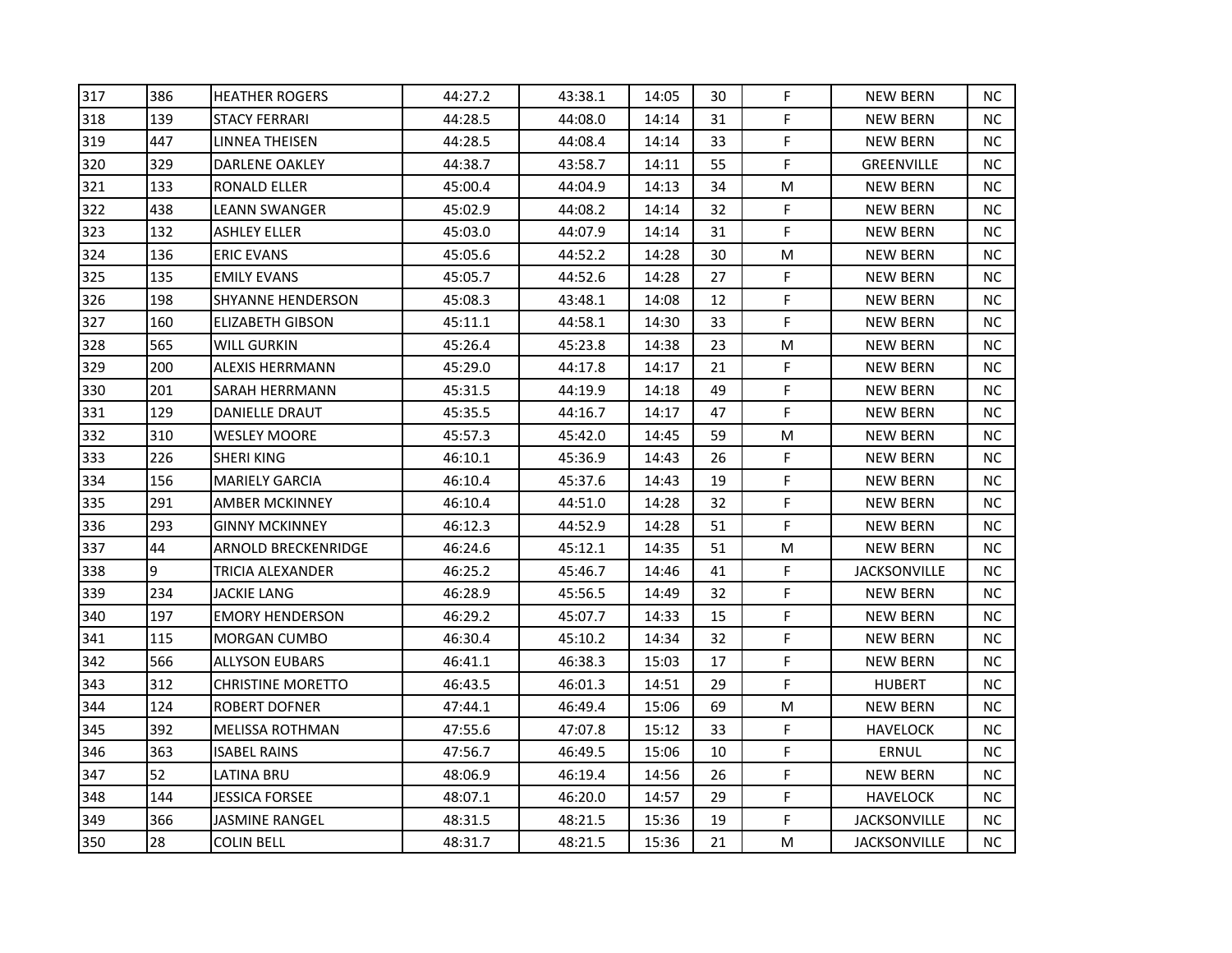| | | | | | | | | | |
|---|---|---|---|---|---|---|---|---|---|
| 317 | 386 | HEATHER ROGERS | 44:27.2 | 43:38.1 | 14:05 | 30 | F | NEW BERN | NC |
| 318 | 139 | STACY FERRARI | 44:28.5 | 44:08.0 | 14:14 | 31 | F | NEW BERN | NC |
| 319 | 447 | LINNEA THEISEN | 44:28.5 | 44:08.4 | 14:14 | 33 | F | NEW BERN | NC |
| 320 | 329 | DARLENE OAKLEY | 44:38.7 | 43:58.7 | 14:11 | 55 | F | GREENVILLE | NC |
| 321 | 133 | RONALD ELLER | 45:00.4 | 44:04.9 | 14:13 | 34 | M | NEW BERN | NC |
| 322 | 438 | LEANN SWANGER | 45:02.9 | 44:08.2 | 14:14 | 32 | F | NEW BERN | NC |
| 323 | 132 | ASHLEY ELLER | 45:03.0 | 44:07.9 | 14:14 | 31 | F | NEW BERN | NC |
| 324 | 136 | ERIC EVANS | 45:05.6 | 44:52.2 | 14:28 | 30 | M | NEW BERN | NC |
| 325 | 135 | EMILY EVANS | 45:05.7 | 44:52.6 | 14:28 | 27 | F | NEW BERN | NC |
| 326 | 198 | SHYANNE HENDERSON | 45:08.3 | 43:48.1 | 14:08 | 12 | F | NEW BERN | NC |
| 327 | 160 | ELIZABETH GIBSON | 45:11.1 | 44:58.1 | 14:30 | 33 | F | NEW BERN | NC |
| 328 | 565 | WILL GURKIN | 45:26.4 | 45:23.8 | 14:38 | 23 | M | NEW BERN | NC |
| 329 | 200 | ALEXIS HERRMANN | 45:29.0 | 44:17.8 | 14:17 | 21 | F | NEW BERN | NC |
| 330 | 201 | SARAH HERRMANN | 45:31.5 | 44:19.9 | 14:18 | 49 | F | NEW BERN | NC |
| 331 | 129 | DANIELLE DRAUT | 45:35.5 | 44:16.7 | 14:17 | 47 | F | NEW BERN | NC |
| 332 | 310 | WESLEY MOORE | 45:57.3 | 45:42.0 | 14:45 | 59 | M | NEW BERN | NC |
| 333 | 226 | SHERI KING | 46:10.1 | 45:36.9 | 14:43 | 26 | F | NEW BERN | NC |
| 334 | 156 | MARIELY GARCIA | 46:10.4 | 45:37.6 | 14:43 | 19 | F | NEW BERN | NC |
| 335 | 291 | AMBER MCKINNEY | 46:10.4 | 44:51.0 | 14:28 | 32 | F | NEW BERN | NC |
| 336 | 293 | GINNY MCKINNEY | 46:12.3 | 44:52.9 | 14:28 | 51 | F | NEW BERN | NC |
| 337 | 44 | ARNOLD BRECKENRIDGE | 46:24.6 | 45:12.1 | 14:35 | 51 | M | NEW BERN | NC |
| 338 | 9 | TRICIA ALEXANDER | 46:25.2 | 45:46.7 | 14:46 | 41 | F | JACKSONVILLE | NC |
| 339 | 234 | JACKIE LANG | 46:28.9 | 45:56.5 | 14:49 | 32 | F | NEW BERN | NC |
| 340 | 197 | EMORY HENDERSON | 46:29.2 | 45:07.7 | 14:33 | 15 | F | NEW BERN | NC |
| 341 | 115 | MORGAN CUMBO | 46:30.4 | 45:10.2 | 14:34 | 32 | F | NEW BERN | NC |
| 342 | 566 | ALLYSON EUBARS | 46:41.1 | 46:38.3 | 15:03 | 17 | F | NEW BERN | NC |
| 343 | 312 | CHRISTINE MORETTO | 46:43.5 | 46:01.3 | 14:51 | 29 | F | HUBERT | NC |
| 344 | 124 | ROBERT DOFNER | 47:44.1 | 46:49.4 | 15:06 | 69 | M | NEW BERN | NC |
| 345 | 392 | MELISSA ROTHMAN | 47:55.6 | 47:07.8 | 15:12 | 33 | F | HAVELOCK | NC |
| 346 | 363 | ISABEL RAINS | 47:56.7 | 46:49.5 | 15:06 | 10 | F | ERNUL | NC |
| 347 | 52 | LATINA BRU | 48:06.9 | 46:19.4 | 14:56 | 26 | F | NEW BERN | NC |
| 348 | 144 | JESSICA FORSEE | 48:07.1 | 46:20.0 | 14:57 | 29 | F | HAVELOCK | NC |
| 349 | 366 | JASMINE RANGEL | 48:31.5 | 48:21.5 | 15:36 | 19 | F | JACKSONVILLE | NC |
| 350 | 28 | COLIN BELL | 48:31.7 | 48:21.5 | 15:36 | 21 | M | JACKSONVILLE | NC |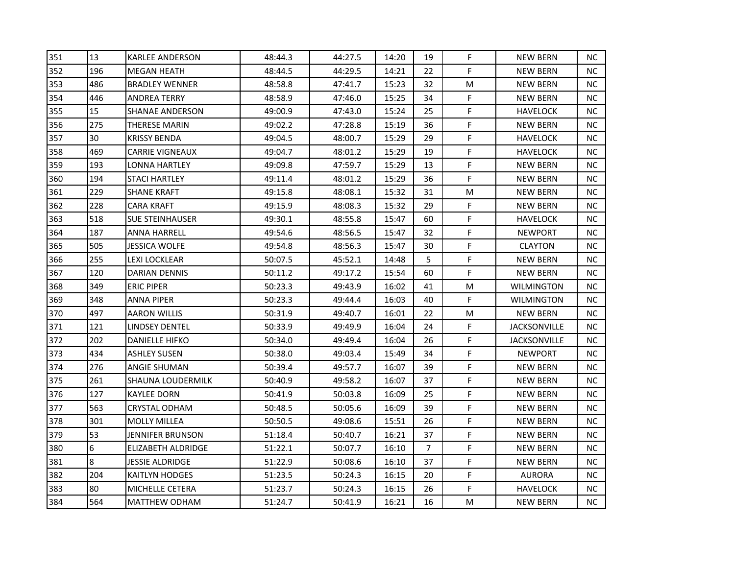| | | | | | | | | | |
|---|---|---|---|---|---|---|---|---|---|
| 351 | 13 | KARLEE ANDERSON | 48:44.3 | 44:27.5 | 14:20 | 19 | F | NEW BERN | NC |
| 352 | 196 | MEGAN HEATH | 48:44.5 | 44:29.5 | 14:21 | 22 | F | NEW BERN | NC |
| 353 | 486 | BRADLEY WENNER | 48:58.8 | 47:41.7 | 15:23 | 32 | M | NEW BERN | NC |
| 354 | 446 | ANDREA TERRY | 48:58.9 | 47:46.0 | 15:25 | 34 | F | NEW BERN | NC |
| 355 | 15 | SHANAE ANDERSON | 49:00.9 | 47:43.0 | 15:24 | 25 | F | HAVELOCK | NC |
| 356 | 275 | THERESE MARIN | 49:02.2 | 47:28.8 | 15:19 | 36 | F | NEW BERN | NC |
| 357 | 30 | KRISSY BENDA | 49:04.5 | 48:00.7 | 15:29 | 29 | F | HAVELOCK | NC |
| 358 | 469 | CARRIE VIGNEAUX | 49:04.7 | 48:01.2 | 15:29 | 19 | F | HAVELOCK | NC |
| 359 | 193 | LONNA HARTLEY | 49:09.8 | 47:59.7 | 15:29 | 13 | F | NEW BERN | NC |
| 360 | 194 | STACI HARTLEY | 49:11.4 | 48:01.2 | 15:29 | 36 | F | NEW BERN | NC |
| 361 | 229 | SHANE KRAFT | 49:15.8 | 48:08.1 | 15:32 | 31 | M | NEW BERN | NC |
| 362 | 228 | CARA KRAFT | 49:15.9 | 48:08.3 | 15:32 | 29 | F | NEW BERN | NC |
| 363 | 518 | SUE STEINHAUSER | 49:30.1 | 48:55.8 | 15:47 | 60 | F | HAVELOCK | NC |
| 364 | 187 | ANNA HARRELL | 49:54.6 | 48:56.5 | 15:47 | 32 | F | NEWPORT | NC |
| 365 | 505 | JESSICA WOLFE | 49:54.8 | 48:56.3 | 15:47 | 30 | F | CLAYTON | NC |
| 366 | 255 | LEXI LOCKLEAR | 50:07.5 | 45:52.1 | 14:48 | 5 | F | NEW BERN | NC |
| 367 | 120 | DARIAN DENNIS | 50:11.2 | 49:17.2 | 15:54 | 60 | F | NEW BERN | NC |
| 368 | 349 | ERIC PIPER | 50:23.3 | 49:43.9 | 16:02 | 41 | M | WILMINGTON | NC |
| 369 | 348 | ANNA PIPER | 50:23.3 | 49:44.4 | 16:03 | 40 | F | WILMINGTON | NC |
| 370 | 497 | AARON WILLIS | 50:31.9 | 49:40.7 | 16:01 | 22 | M | NEW BERN | NC |
| 371 | 121 | LINDSEY DENTEL | 50:33.9 | 49:49.9 | 16:04 | 24 | F | JACKSONVILLE | NC |
| 372 | 202 | DANIELLE HIFKO | 50:34.0 | 49:49.4 | 16:04 | 26 | F | JACKSONVILLE | NC |
| 373 | 434 | ASHLEY SUSEN | 50:38.0 | 49:03.4 | 15:49 | 34 | F | NEWPORT | NC |
| 374 | 276 | ANGIE SHUMAN | 50:39.4 | 49:57.7 | 16:07 | 39 | F | NEW BERN | NC |
| 375 | 261 | SHAUNA LOUDERMILK | 50:40.9 | 49:58.2 | 16:07 | 37 | F | NEW BERN | NC |
| 376 | 127 | KAYLEE DORN | 50:41.9 | 50:03.8 | 16:09 | 25 | F | NEW BERN | NC |
| 377 | 563 | CRYSTAL ODHAM | 50:48.5 | 50:05.6 | 16:09 | 39 | F | NEW BERN | NC |
| 378 | 301 | MOLLY MILLEA | 50:50.5 | 49:08.6 | 15:51 | 26 | F | NEW BERN | NC |
| 379 | 53 | JENNIFER BRUNSON | 51:18.4 | 50:40.7 | 16:21 | 37 | F | NEW BERN | NC |
| 380 | 6 | ELIZABETH ALDRIDGE | 51:22.1 | 50:07.7 | 16:10 | 7 | F | NEW BERN | NC |
| 381 | 8 | JESSIE ALDRIDGE | 51:22.9 | 50:08.6 | 16:10 | 37 | F | NEW BERN | NC |
| 382 | 204 | KAITLYN HODGES | 51:23.5 | 50:24.3 | 16:15 | 20 | F | AURORA | NC |
| 383 | 80 | MICHELLE CETERA | 51:23.7 | 50:24.3 | 16:15 | 26 | F | HAVELOCK | NC |
| 384 | 564 | MATTHEW ODHAM | 51:24.7 | 50:41.9 | 16:21 | 16 | M | NEW BERN | NC |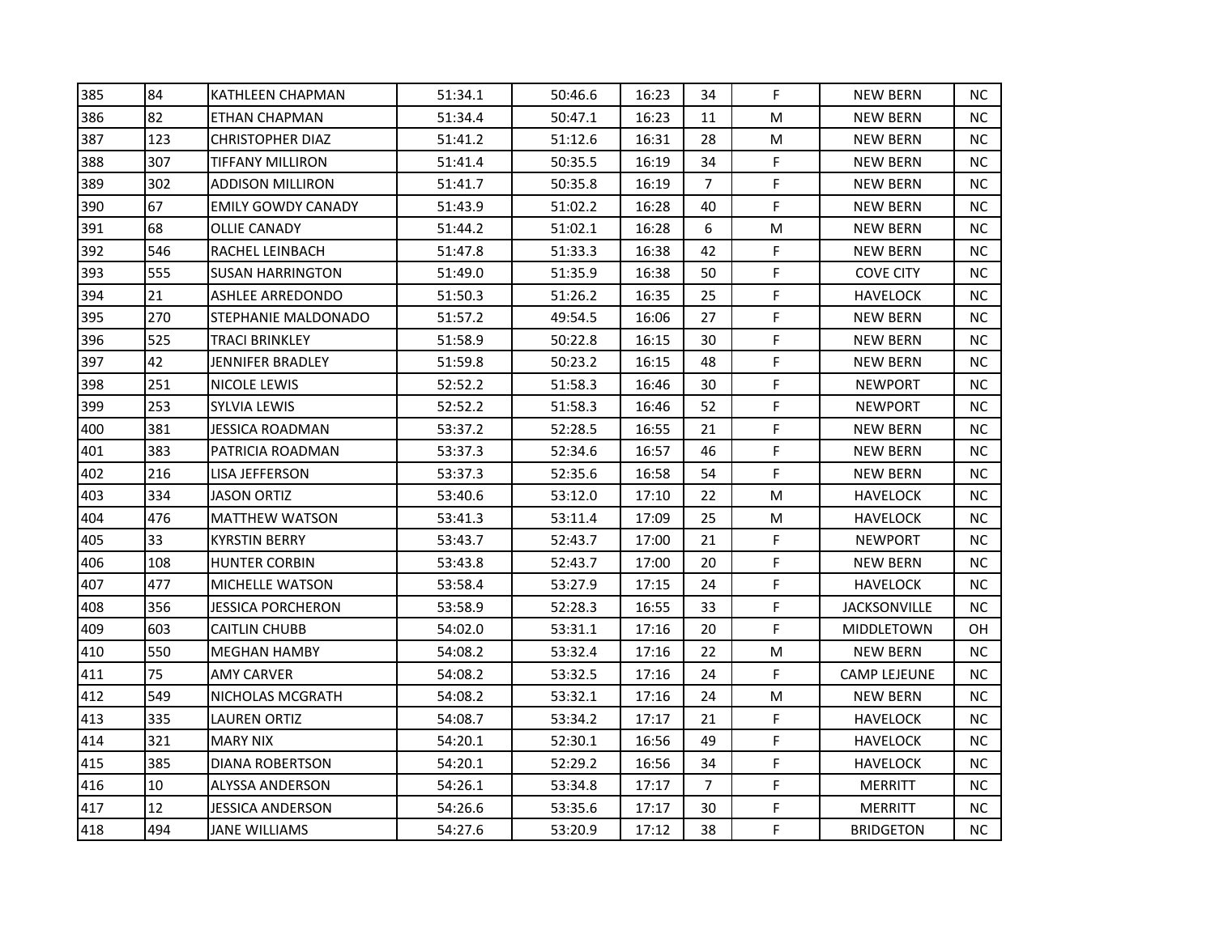| 385 | 84 | KATHLEEN CHAPMAN | 51:34.1 | 50:46.6 | 16:23 | 34 | F | NEW BERN | NC |
|---|---|---|---|---|---|---|---|---|---|
| 386 | 82 | ETHAN CHAPMAN | 51:34.4 | 50:47.1 | 16:23 | 11 | M | NEW BERN | NC |
| 387 | 123 | CHRISTOPHER DIAZ | 51:41.2 | 51:12.6 | 16:31 | 28 | M | NEW BERN | NC |
| 388 | 307 | TIFFANY MILLIRON | 51:41.4 | 50:35.5 | 16:19 | 34 | F | NEW BERN | NC |
| 389 | 302 | ADDISON MILLIRON | 51:41.7 | 50:35.8 | 16:19 | 7 | F | NEW BERN | NC |
| 390 | 67 | EMILY GOWDY CANADY | 51:43.9 | 51:02.2 | 16:28 | 40 | F | NEW BERN | NC |
| 391 | 68 | OLLIE CANADY | 51:44.2 | 51:02.1 | 16:28 | 6 | M | NEW BERN | NC |
| 392 | 546 | RACHEL LEINBACH | 51:47.8 | 51:33.3 | 16:38 | 42 | F | NEW BERN | NC |
| 393 | 555 | SUSAN HARRINGTON | 51:49.0 | 51:35.9 | 16:38 | 50 | F | COVE CITY | NC |
| 394 | 21 | ASHLEE ARREDONDO | 51:50.3 | 51:26.2 | 16:35 | 25 | F | HAVELOCK | NC |
| 395 | 270 | STEPHANIE MALDONADO | 51:57.2 | 49:54.5 | 16:06 | 27 | F | NEW BERN | NC |
| 396 | 525 | TRACI BRINKLEY | 51:58.9 | 50:22.8 | 16:15 | 30 | F | NEW BERN | NC |
| 397 | 42 | JENNIFER BRADLEY | 51:59.8 | 50:23.2 | 16:15 | 48 | F | NEW BERN | NC |
| 398 | 251 | NICOLE LEWIS | 52:52.2 | 51:58.3 | 16:46 | 30 | F | NEWPORT | NC |
| 399 | 253 | SYLVIA LEWIS | 52:52.2 | 51:58.3 | 16:46 | 52 | F | NEWPORT | NC |
| 400 | 381 | JESSICA ROADMAN | 53:37.2 | 52:28.5 | 16:55 | 21 | F | NEW BERN | NC |
| 401 | 383 | PATRICIA ROADMAN | 53:37.3 | 52:34.6 | 16:57 | 46 | F | NEW BERN | NC |
| 402 | 216 | LISA JEFFERSON | 53:37.3 | 52:35.6 | 16:58 | 54 | F | NEW BERN | NC |
| 403 | 334 | JASON ORTIZ | 53:40.6 | 53:12.0 | 17:10 | 22 | M | HAVELOCK | NC |
| 404 | 476 | MATTHEW WATSON | 53:41.3 | 53:11.4 | 17:09 | 25 | M | HAVELOCK | NC |
| 405 | 33 | KYRSTIN BERRY | 53:43.7 | 52:43.7 | 17:00 | 21 | F | NEWPORT | NC |
| 406 | 108 | HUNTER CORBIN | 53:43.8 | 52:43.7 | 17:00 | 20 | F | NEW BERN | NC |
| 407 | 477 | MICHELLE WATSON | 53:58.4 | 53:27.9 | 17:15 | 24 | F | HAVELOCK | NC |
| 408 | 356 | JESSICA PORCHERON | 53:58.9 | 52:28.3 | 16:55 | 33 | F | JACKSONVILLE | NC |
| 409 | 603 | CAITLIN CHUBB | 54:02.0 | 53:31.1 | 17:16 | 20 | F | MIDDLETOWN | OH |
| 410 | 550 | MEGHAN HAMBY | 54:08.2 | 53:32.4 | 17:16 | 22 | M | NEW BERN | NC |
| 411 | 75 | AMY CARVER | 54:08.2 | 53:32.5 | 17:16 | 24 | F | CAMP LEJEUNE | NC |
| 412 | 549 | NICHOLAS MCGRATH | 54:08.2 | 53:32.1 | 17:16 | 24 | M | NEW BERN | NC |
| 413 | 335 | LAUREN ORTIZ | 54:08.7 | 53:34.2 | 17:17 | 21 | F | HAVELOCK | NC |
| 414 | 321 | MARY NIX | 54:20.1 | 52:30.1 | 16:56 | 49 | F | HAVELOCK | NC |
| 415 | 385 | DIANA ROBERTSON | 54:20.1 | 52:29.2 | 16:56 | 34 | F | HAVELOCK | NC |
| 416 | 10 | ALYSSA ANDERSON | 54:26.1 | 53:34.8 | 17:17 | 7 | F | MERRITT | NC |
| 417 | 12 | JESSICA ANDERSON | 54:26.6 | 53:35.6 | 17:17 | 30 | F | MERRITT | NC |
| 418 | 494 | JANE WILLIAMS | 54:27.6 | 53:20.9 | 17:12 | 38 | F | BRIDGETON | NC |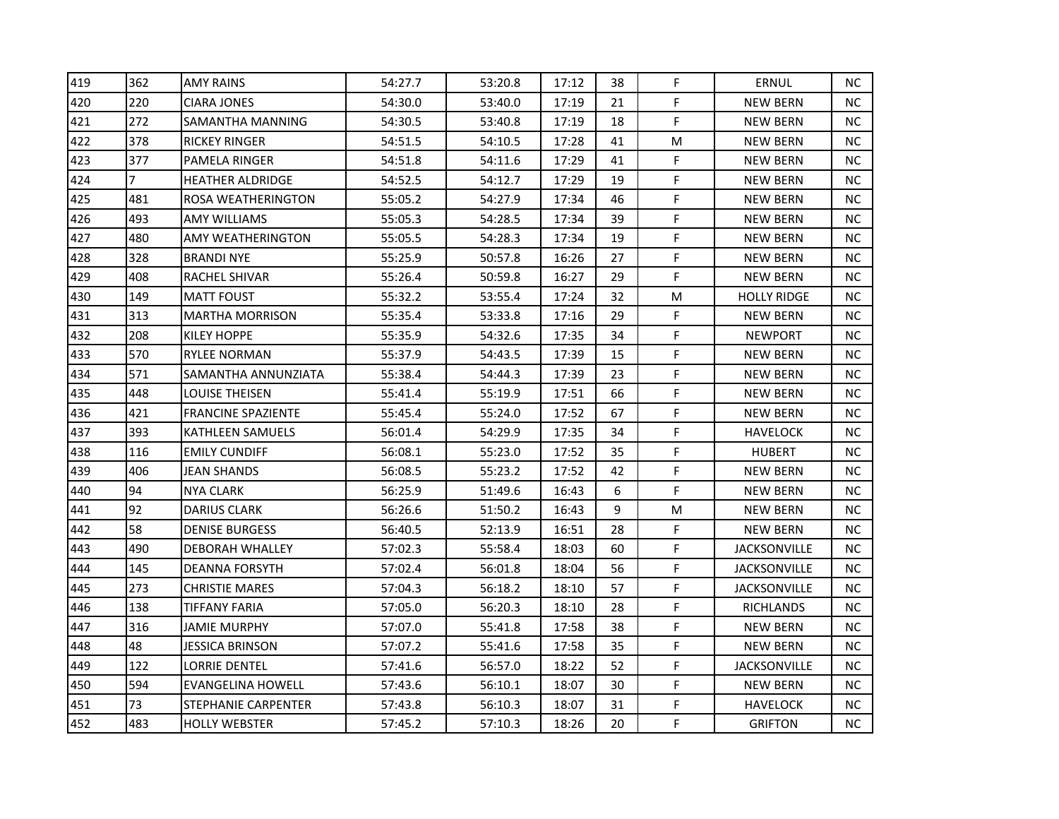| | | | | | | | | | |
|---|---|---|---|---|---|---|---|---|---|
| 419 | 362 | AMY RAINS | 54:27.7 | 53:20.8 | 17:12 | 38 | F | ERNUL | NC |
| 420 | 220 | CIARA JONES | 54:30.0 | 53:40.0 | 17:19 | 21 | F | NEW BERN | NC |
| 421 | 272 | SAMANTHA MANNING | 54:30.5 | 53:40.8 | 17:19 | 18 | F | NEW BERN | NC |
| 422 | 378 | RICKEY RINGER | 54:51.5 | 54:10.5 | 17:28 | 41 | M | NEW BERN | NC |
| 423 | 377 | PAMELA RINGER | 54:51.8 | 54:11.6 | 17:29 | 41 | F | NEW BERN | NC |
| 424 | 7 | HEATHER ALDRIDGE | 54:52.5 | 54:12.7 | 17:29 | 19 | F | NEW BERN | NC |
| 425 | 481 | ROSA WEATHERINGTON | 55:05.2 | 54:27.9 | 17:34 | 46 | F | NEW BERN | NC |
| 426 | 493 | AMY WILLIAMS | 55:05.3 | 54:28.5 | 17:34 | 39 | F | NEW BERN | NC |
| 427 | 480 | AMY WEATHERINGTON | 55:05.5 | 54:28.3 | 17:34 | 19 | F | NEW BERN | NC |
| 428 | 328 | BRANDI NYE | 55:25.9 | 50:57.8 | 16:26 | 27 | F | NEW BERN | NC |
| 429 | 408 | RACHEL SHIVAR | 55:26.4 | 50:59.8 | 16:27 | 29 | F | NEW BERN | NC |
| 430 | 149 | MATT FOUST | 55:32.2 | 53:55.4 | 17:24 | 32 | M | HOLLY RIDGE | NC |
| 431 | 313 | MARTHA MORRISON | 55:35.4 | 53:33.8 | 17:16 | 29 | F | NEW BERN | NC |
| 432 | 208 | KILEY HOPPE | 55:35.9 | 54:32.6 | 17:35 | 34 | F | NEWPORT | NC |
| 433 | 570 | RYLEE NORMAN | 55:37.9 | 54:43.5 | 17:39 | 15 | F | NEW BERN | NC |
| 434 | 571 | SAMANTHA ANNUNZIATA | 55:38.4 | 54:44.3 | 17:39 | 23 | F | NEW BERN | NC |
| 435 | 448 | LOUISE THEISEN | 55:41.4 | 55:19.9 | 17:51 | 66 | F | NEW BERN | NC |
| 436 | 421 | FRANCINE SPAZIENTE | 55:45.4 | 55:24.0 | 17:52 | 67 | F | NEW BERN | NC |
| 437 | 393 | KATHLEEN SAMUELS | 56:01.4 | 54:29.9 | 17:35 | 34 | F | HAVELOCK | NC |
| 438 | 116 | EMILY CUNDIFF | 56:08.1 | 55:23.0 | 17:52 | 35 | F | HUBERT | NC |
| 439 | 406 | JEAN SHANDS | 56:08.5 | 55:23.2 | 17:52 | 42 | F | NEW BERN | NC |
| 440 | 94 | NYA CLARK | 56:25.9 | 51:49.6 | 16:43 | 6 | F | NEW BERN | NC |
| 441 | 92 | DARIUS CLARK | 56:26.6 | 51:50.2 | 16:43 | 9 | M | NEW BERN | NC |
| 442 | 58 | DENISE BURGESS | 56:40.5 | 52:13.9 | 16:51 | 28 | F | NEW BERN | NC |
| 443 | 490 | DEBORAH WHALLEY | 57:02.3 | 55:58.4 | 18:03 | 60 | F | JACKSONVILLE | NC |
| 444 | 145 | DEANNA FORSYTH | 57:02.4 | 56:01.8 | 18:04 | 56 | F | JACKSONVILLE | NC |
| 445 | 273 | CHRISTIE MARES | 57:04.3 | 56:18.2 | 18:10 | 57 | F | JACKSONVILLE | NC |
| 446 | 138 | TIFFANY FARIA | 57:05.0 | 56:20.3 | 18:10 | 28 | F | RICHLANDS | NC |
| 447 | 316 | JAMIE MURPHY | 57:07.0 | 55:41.8 | 17:58 | 38 | F | NEW BERN | NC |
| 448 | 48 | JESSICA BRINSON | 57:07.2 | 55:41.6 | 17:58 | 35 | F | NEW BERN | NC |
| 449 | 122 | LORRIE DENTEL | 57:41.6 | 56:57.0 | 18:22 | 52 | F | JACKSONVILLE | NC |
| 450 | 594 | EVANGELINA HOWELL | 57:43.6 | 56:10.1 | 18:07 | 30 | F | NEW BERN | NC |
| 451 | 73 | STEPHANIE CARPENTER | 57:43.8 | 56:10.3 | 18:07 | 31 | F | HAVELOCK | NC |
| 452 | 483 | HOLLY WEBSTER | 57:45.2 | 57:10.3 | 18:26 | 20 | F | GRIFTON | NC |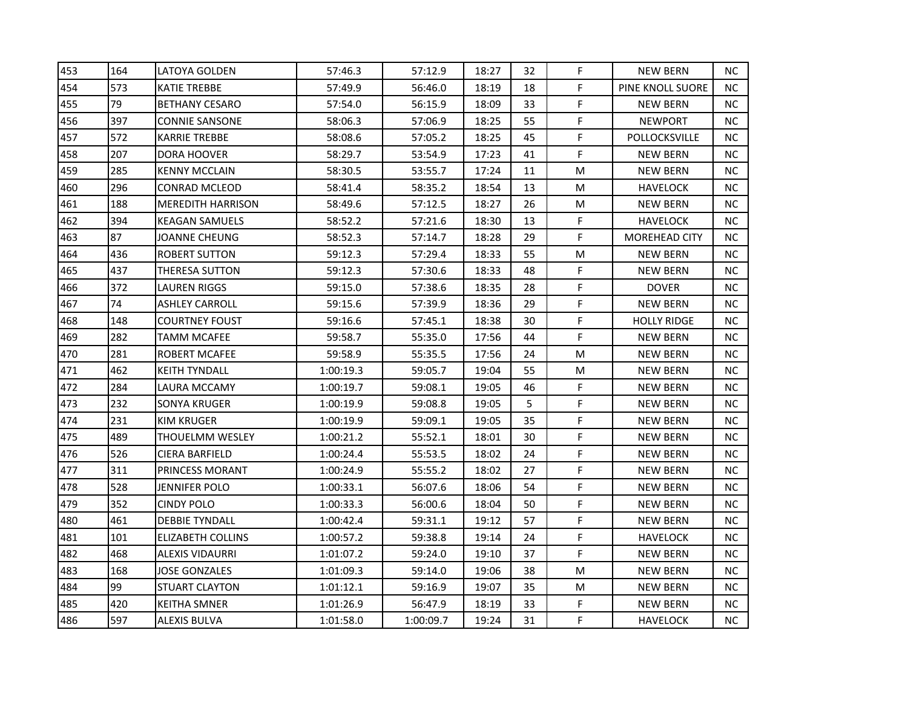| | | | | | | | | | |
|---|---|---|---|---|---|---|---|---|---|
| 453 | 164 | LATOYA GOLDEN | 57:46.3 | 57:12.9 | 18:27 | 32 | F | NEW BERN | NC |
| 454 | 573 | KATIE TREBBE | 57:49.9 | 56:46.0 | 18:19 | 18 | F | PINE KNOLL SUORE | NC |
| 455 | 79 | BETHANY CESARO | 57:54.0 | 56:15.9 | 18:09 | 33 | F | NEW BERN | NC |
| 456 | 397 | CONNIE SANSONE | 58:06.3 | 57:06.9 | 18:25 | 55 | F | NEWPORT | NC |
| 457 | 572 | KARRIE TREBBE | 58:08.6 | 57:05.2 | 18:25 | 45 | F | POLLOCKSVILLE | NC |
| 458 | 207 | DORA HOOVER | 58:29.7 | 53:54.9 | 17:23 | 41 | F | NEW BERN | NC |
| 459 | 285 | KENNY MCCLAIN | 58:30.5 | 53:55.7 | 17:24 | 11 | M | NEW BERN | NC |
| 460 | 296 | CONRAD MCLEOD | 58:41.4 | 58:35.2 | 18:54 | 13 | M | HAVELOCK | NC |
| 461 | 188 | MEREDITH HARRISON | 58:49.6 | 57:12.5 | 18:27 | 26 | M | NEW BERN | NC |
| 462 | 394 | KEAGAN SAMUELS | 58:52.2 | 57:21.6 | 18:30 | 13 | F | HAVELOCK | NC |
| 463 | 87 | JOANNE CHEUNG | 58:52.3 | 57:14.7 | 18:28 | 29 | F | MOREHEAD CITY | NC |
| 464 | 436 | ROBERT SUTTON | 59:12.3 | 57:29.4 | 18:33 | 55 | M | NEW BERN | NC |
| 465 | 437 | THERESA SUTTON | 59:12.3 | 57:30.6 | 18:33 | 48 | F | NEW BERN | NC |
| 466 | 372 | LAUREN RIGGS | 59:15.0 | 57:38.6 | 18:35 | 28 | F | DOVER | NC |
| 467 | 74 | ASHLEY CARROLL | 59:15.6 | 57:39.9 | 18:36 | 29 | F | NEW BERN | NC |
| 468 | 148 | COURTNEY FOUST | 59:16.6 | 57:45.1 | 18:38 | 30 | F | HOLLY RIDGE | NC |
| 469 | 282 | TAMM MCAFEE | 59:58.7 | 55:35.0 | 17:56 | 44 | F | NEW BERN | NC |
| 470 | 281 | ROBERT MCAFEE | 59:58.9 | 55:35.5 | 17:56 | 24 | M | NEW BERN | NC |
| 471 | 462 | KEITH TYNDALL | 1:00:19.3 | 59:05.7 | 19:04 | 55 | M | NEW BERN | NC |
| 472 | 284 | LAURA MCCAMY | 1:00:19.7 | 59:08.1 | 19:05 | 46 | F | NEW BERN | NC |
| 473 | 232 | SONYA KRUGER | 1:00:19.9 | 59:08.8 | 19:05 | 5 | F | NEW BERN | NC |
| 474 | 231 | KIM KRUGER | 1:00:19.9 | 59:09.1 | 19:05 | 35 | F | NEW BERN | NC |
| 475 | 489 | THOUELMM WESLEY | 1:00:21.2 | 55:52.1 | 18:01 | 30 | F | NEW BERN | NC |
| 476 | 526 | CIERA BARFIELD | 1:00:24.4 | 55:53.5 | 18:02 | 24 | F | NEW BERN | NC |
| 477 | 311 | PRINCESS MORANT | 1:00:24.9 | 55:55.2 | 18:02 | 27 | F | NEW BERN | NC |
| 478 | 528 | JENNIFER POLO | 1:00:33.1 | 56:07.6 | 18:06 | 54 | F | NEW BERN | NC |
| 479 | 352 | CINDY POLO | 1:00:33.3 | 56:00.6 | 18:04 | 50 | F | NEW BERN | NC |
| 480 | 461 | DEBBIE TYNDALL | 1:00:42.4 | 59:31.1 | 19:12 | 57 | F | NEW BERN | NC |
| 481 | 101 | ELIZABETH COLLINS | 1:00:57.2 | 59:38.8 | 19:14 | 24 | F | HAVELOCK | NC |
| 482 | 468 | ALEXIS VIDAURRI | 1:01:07.2 | 59:24.0 | 19:10 | 37 | F | NEW BERN | NC |
| 483 | 168 | JOSE GONZALES | 1:01:09.3 | 59:14.0 | 19:06 | 38 | M | NEW BERN | NC |
| 484 | 99 | STUART CLAYTON | 1:01:12.1 | 59:16.9 | 19:07 | 35 | M | NEW BERN | NC |
| 485 | 420 | KEITHA SMNER | 1:01:26.9 | 56:47.9 | 18:19 | 33 | F | NEW BERN | NC |
| 486 | 597 | ALEXIS BULVA | 1:01:58.0 | 1:00:09.7 | 19:24 | 31 | F | HAVELOCK | NC |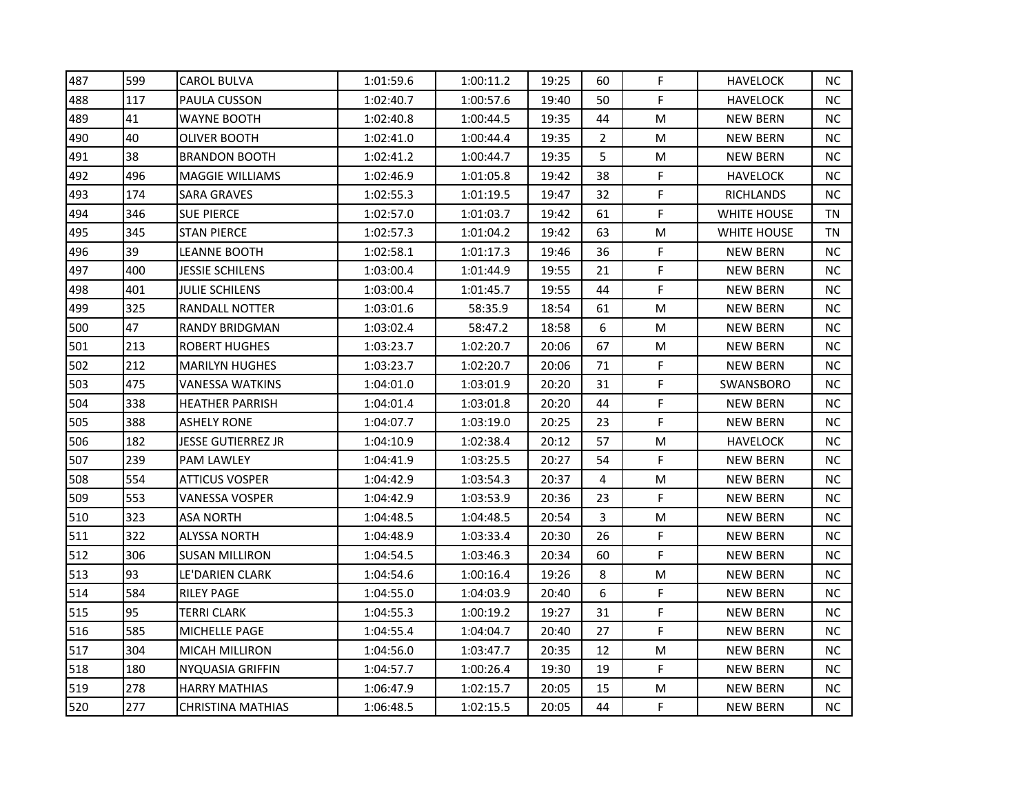| | | | | | | | | | |
|---|---|---|---|---|---|---|---|---|---|
| 487 | 599 | CAROL BULVA | 1:01:59.6 | 1:00:11.2 | 19:25 | 60 | F | HAVELOCK | NC |
| 488 | 117 | PAULA CUSSON | 1:02:40.7 | 1:00:57.6 | 19:40 | 50 | F | HAVELOCK | NC |
| 489 | 41 | WAYNE BOOTH | 1:02:40.8 | 1:00:44.5 | 19:35 | 44 | M | NEW BERN | NC |
| 490 | 40 | OLIVER BOOTH | 1:02:41.0 | 1:00:44.4 | 19:35 | 2 | M | NEW BERN | NC |
| 491 | 38 | BRANDON BOOTH | 1:02:41.2 | 1:00:44.7 | 19:35 | 5 | M | NEW BERN | NC |
| 492 | 496 | MAGGIE WILLIAMS | 1:02:46.9 | 1:01:05.8 | 19:42 | 38 | F | HAVELOCK | NC |
| 493 | 174 | SARA GRAVES | 1:02:55.3 | 1:01:19.5 | 19:47 | 32 | F | RICHLANDS | NC |
| 494 | 346 | SUE PIERCE | 1:02:57.0 | 1:01:03.7 | 19:42 | 61 | F | WHITE HOUSE | TN |
| 495 | 345 | STAN PIERCE | 1:02:57.3 | 1:01:04.2 | 19:42 | 63 | M | WHITE HOUSE | TN |
| 496 | 39 | LEANNE BOOTH | 1:02:58.1 | 1:01:17.3 | 19:46 | 36 | F | NEW BERN | NC |
| 497 | 400 | JESSIE SCHILENS | 1:03:00.4 | 1:01:44.9 | 19:55 | 21 | F | NEW BERN | NC |
| 498 | 401 | JULIE SCHILENS | 1:03:00.4 | 1:01:45.7 | 19:55 | 44 | F | NEW BERN | NC |
| 499 | 325 | RANDALL NOTTER | 1:03:01.6 | 58:35.9 | 18:54 | 61 | M | NEW BERN | NC |
| 500 | 47 | RANDY BRIDGMAN | 1:03:02.4 | 58:47.2 | 18:58 | 6 | M | NEW BERN | NC |
| 501 | 213 | ROBERT HUGHES | 1:03:23.7 | 1:02:20.7 | 20:06 | 67 | M | NEW BERN | NC |
| 502 | 212 | MARILYN HUGHES | 1:03:23.7 | 1:02:20.7 | 20:06 | 71 | F | NEW BERN | NC |
| 503 | 475 | VANESSA WATKINS | 1:04:01.0 | 1:03:01.9 | 20:20 | 31 | F | SWANSBORO | NC |
| 504 | 338 | HEATHER PARRISH | 1:04:01.4 | 1:03:01.8 | 20:20 | 44 | F | NEW BERN | NC |
| 505 | 388 | ASHELY RONE | 1:04:07.7 | 1:03:19.0 | 20:25 | 23 | F | NEW BERN | NC |
| 506 | 182 | JESSE GUTIERREZ JR | 1:04:10.9 | 1:02:38.4 | 20:12 | 57 | M | HAVELOCK | NC |
| 507 | 239 | PAM LAWLEY | 1:04:41.9 | 1:03:25.5 | 20:27 | 54 | F | NEW BERN | NC |
| 508 | 554 | ATTICUS VOSPER | 1:04:42.9 | 1:03:54.3 | 20:37 | 4 | M | NEW BERN | NC |
| 509 | 553 | VANESSA VOSPER | 1:04:42.9 | 1:03:53.9 | 20:36 | 23 | F | NEW BERN | NC |
| 510 | 323 | ASA NORTH | 1:04:48.5 | 1:04:48.5 | 20:54 | 3 | M | NEW BERN | NC |
| 511 | 322 | ALYSSA NORTH | 1:04:48.9 | 1:03:33.4 | 20:30 | 26 | F | NEW BERN | NC |
| 512 | 306 | SUSAN MILLIRON | 1:04:54.5 | 1:03:46.3 | 20:34 | 60 | F | NEW BERN | NC |
| 513 | 93 | LE'DARIEN CLARK | 1:04:54.6 | 1:00:16.4 | 19:26 | 8 | M | NEW BERN | NC |
| 514 | 584 | RILEY PAGE | 1:04:55.0 | 1:04:03.9 | 20:40 | 6 | F | NEW BERN | NC |
| 515 | 95 | TERRI CLARK | 1:04:55.3 | 1:00:19.2 | 19:27 | 31 | F | NEW BERN | NC |
| 516 | 585 | MICHELLE PAGE | 1:04:55.4 | 1:04:04.7 | 20:40 | 27 | F | NEW BERN | NC |
| 517 | 304 | MICAH MILLIRON | 1:04:56.0 | 1:03:47.7 | 20:35 | 12 | M | NEW BERN | NC |
| 518 | 180 | NYQUASIA GRIFFIN | 1:04:57.7 | 1:00:26.4 | 19:30 | 19 | F | NEW BERN | NC |
| 519 | 278 | HARRY MATHIAS | 1:06:47.9 | 1:02:15.7 | 20:05 | 15 | M | NEW BERN | NC |
| 520 | 277 | CHRISTINA MATHIAS | 1:06:48.5 | 1:02:15.5 | 20:05 | 44 | F | NEW BERN | NC |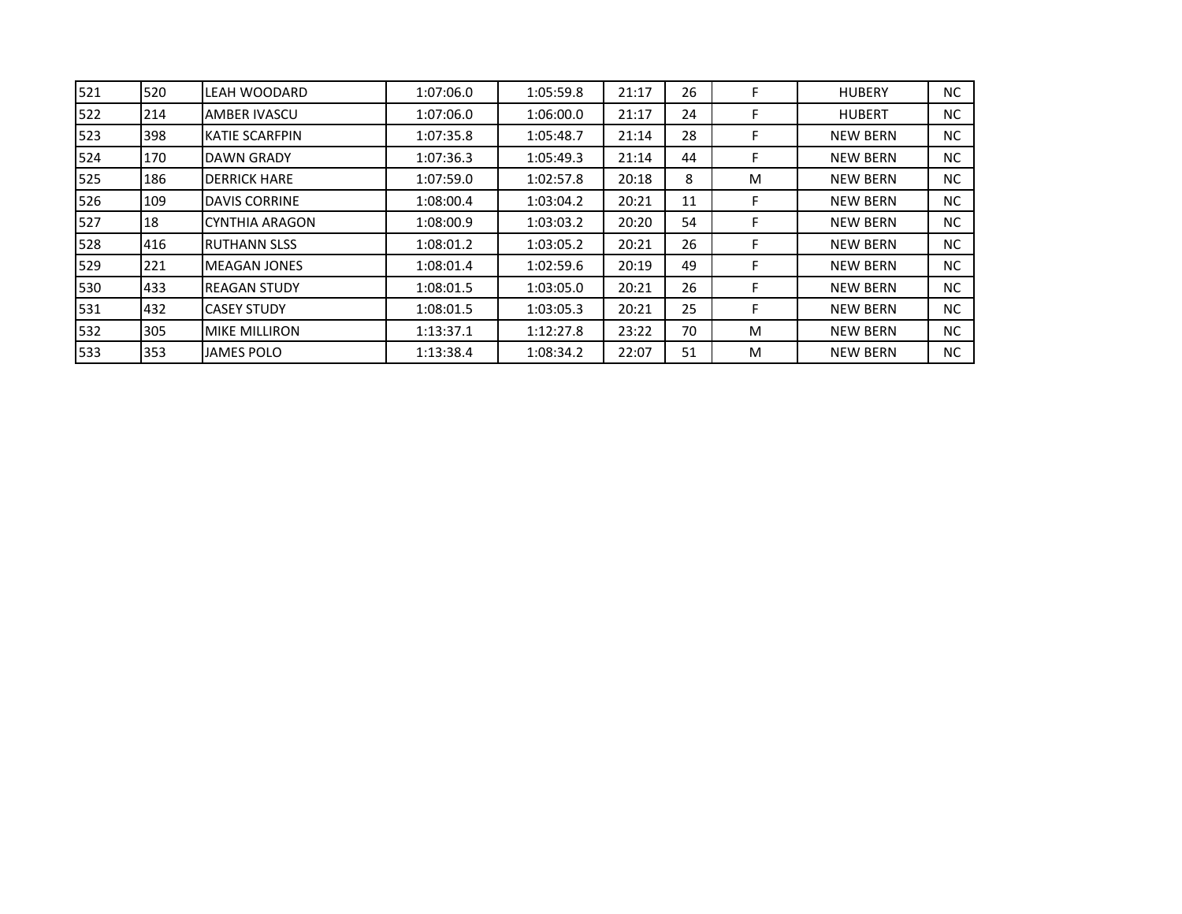| | | | | | | | | | |
|---|---|---|---|---|---|---|---|---|---|
| 521 | 520 | LEAH WOODARD | 1:07:06.0 | 1:05:59.8 | 21:17 | 26 | F | HUBERY | NC |
| 522 | 214 | AMBER IVASCU | 1:07:06.0 | 1:06:00.0 | 21:17 | 24 | F | HUBERT | NC |
| 523 | 398 | KATIE SCARFPIN | 1:07:35.8 | 1:05:48.7 | 21:14 | 28 | F | NEW BERN | NC |
| 524 | 170 | DAWN GRADY | 1:07:36.3 | 1:05:49.3 | 21:14 | 44 | F | NEW BERN | NC |
| 525 | 186 | DERRICK HARE | 1:07:59.0 | 1:02:57.8 | 20:18 | 8 | M | NEW BERN | NC |
| 526 | 109 | DAVIS CORRINE | 1:08:00.4 | 1:03:04.2 | 20:21 | 11 | F | NEW BERN | NC |
| 527 | 18 | CYNTHIA ARAGON | 1:08:00.9 | 1:03:03.2 | 20:20 | 54 | F | NEW BERN | NC |
| 528 | 416 | RUTHANN SLSS | 1:08:01.2 | 1:03:05.2 | 20:21 | 26 | F | NEW BERN | NC |
| 529 | 221 | MEAGAN JONES | 1:08:01.4 | 1:02:59.6 | 20:19 | 49 | F | NEW BERN | NC |
| 530 | 433 | REAGAN STUDY | 1:08:01.5 | 1:03:05.0 | 20:21 | 26 | F | NEW BERN | NC |
| 531 | 432 | CASEY STUDY | 1:08:01.5 | 1:03:05.3 | 20:21 | 25 | F | NEW BERN | NC |
| 532 | 305 | MIKE MILLIRON | 1:13:37.1 | 1:12:27.8 | 23:22 | 70 | M | NEW BERN | NC |
| 533 | 353 | JAMES POLO | 1:13:38.4 | 1:08:34.2 | 22:07 | 51 | M | NEW BERN | NC |